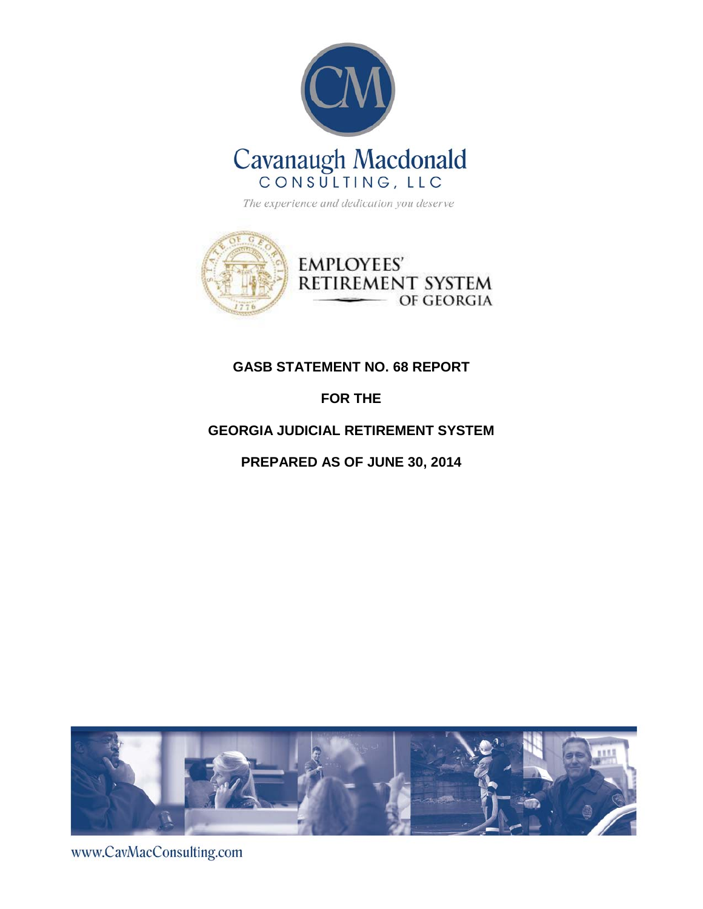Cavanaugh Macdonald

CONSULTING, LLC

*The experience and dedication you deserve*

EMPLOYEES' RETIREMENT SYSTEM OF GEORGIA

# GASB STATEMENT NO. 68 REPORT

# FOR THE

# GEORGIA JUDICIAL RETIREMENT SYSTEM

# PREPARED AS OF JUNE 30, 2014

www.CavMacConsulting.com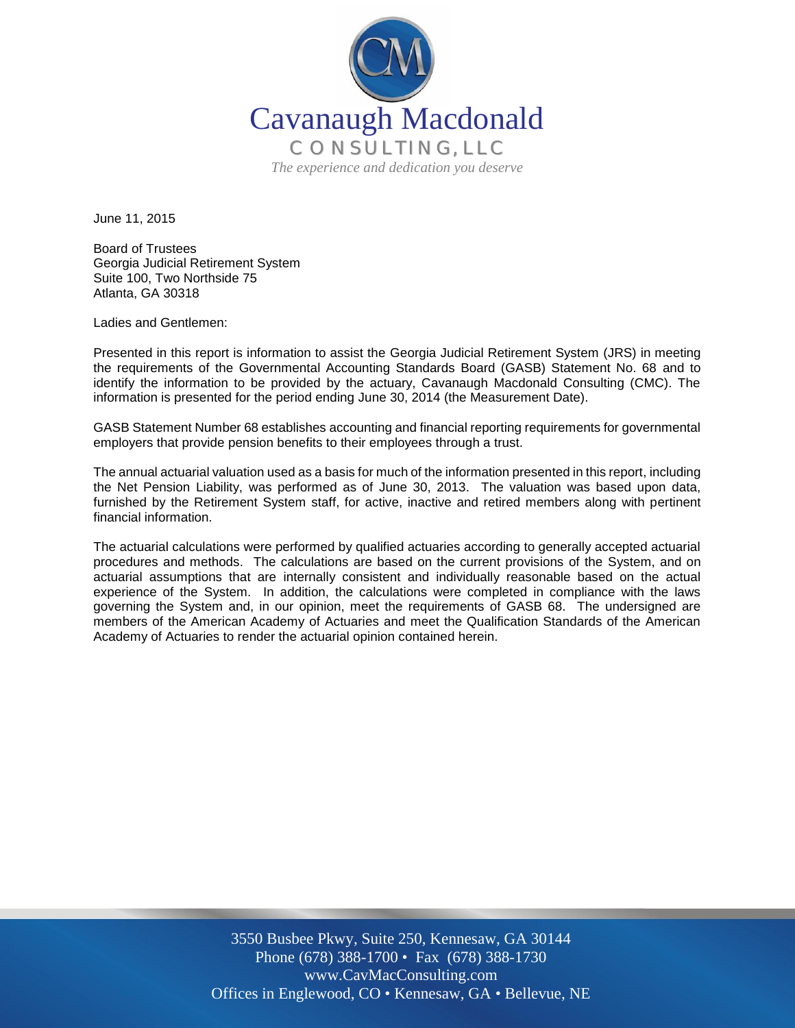Cavanaugh Macdonald

CONSULTING, LLC

*The experience and dedication you deserve*

June 11, 2015

Board of Trustees
Georgia Judicial Retirement System
Suite 100, Two Northside 75
Atlanta, GA 30318

Ladies and Gentlemen:

Presented in this report is information to assist the Georgia Judicial Retirement System (JRS) in meeting the requirements of the Governmental Accounting Standards Board (GASB) Statement No. 68 and to identify the information to be provided by the actuary, Cavanaugh Macdonald Consulting (CMC). The information is presented for the period ending June 30, 2014 (the Measurement Date).

GASB Statement Number 68 establishes accounting and financial reporting requirements for governmental employers that provide pension benefits to their employees through a trust.

The annual actuarial valuation used as a basis for much of the information presented in this report, including the Net Pension Liability, was performed as of June 30, 2013. The valuation was based upon data, furnished by the Retirement System staff, for active, inactive and retired members along with pertinent financial information.

The actuarial calculations were performed by qualified actuaries according to generally accepted actuarial procedures and methods. The calculations are based on the current provisions of the System, and on actuarial assumptions that are internally consistent and individually reasonable based on the actual experience of the System. In addition, the calculations were completed in compliance with the laws governing the System and, in our opinion, meet the requirements of GASB 68. The undersigned are members of the American Academy of Actuaries and meet the Qualification Standards of the American Academy of Actuaries to render the actuarial opinion contained herein.

3550 Busbee Pkwy, Suite 250, Kennesaw, GA 30144
Phone (678) 388-1700 • Fax (678) 388-1730
www.CavMacConsulting.com
Offices in Englewood, CO • Kennesaw, GA • Bellevue, NE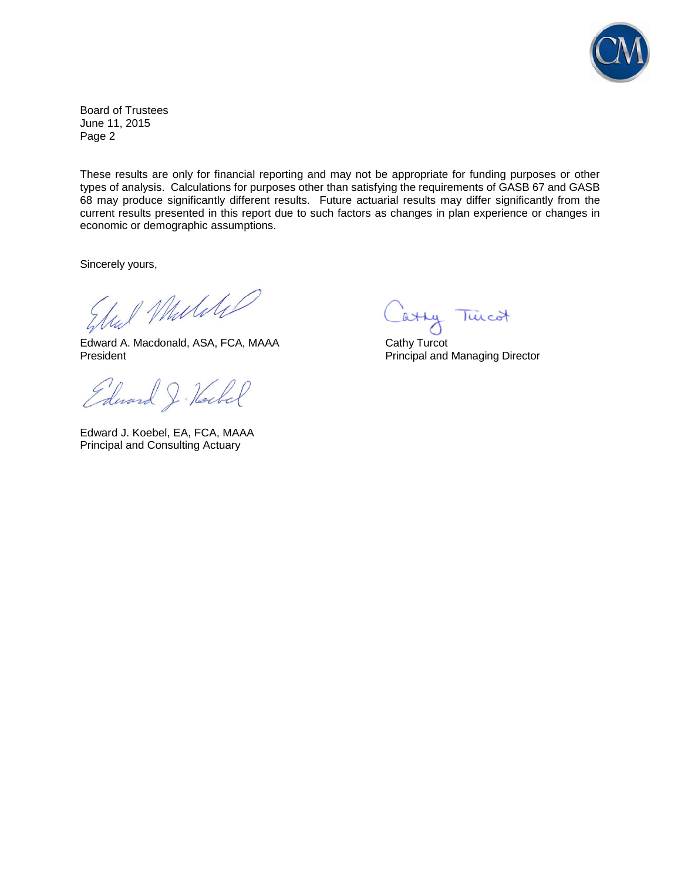Board of Trustees
June 11, 2015
Page 2

These results are only for financial reporting and may not be appropriate for funding purposes or other types of analysis. Calculations for purposes other than satisfying the requirements of GASB 67 and GASB 68 may produce significantly different results. Future actuarial results may differ significantly from the current results presented in this report due to such factors as changes in plan experience or changes in economic or demographic assumptions.

Sincerely yours,

Edward A. Macdonald, ASA, FCA, MAAA
President

Edward J. Koebel, EA, FCA, MAAA
Principal and Consulting Actuary

Cathy Turcot
Principal and Managing Director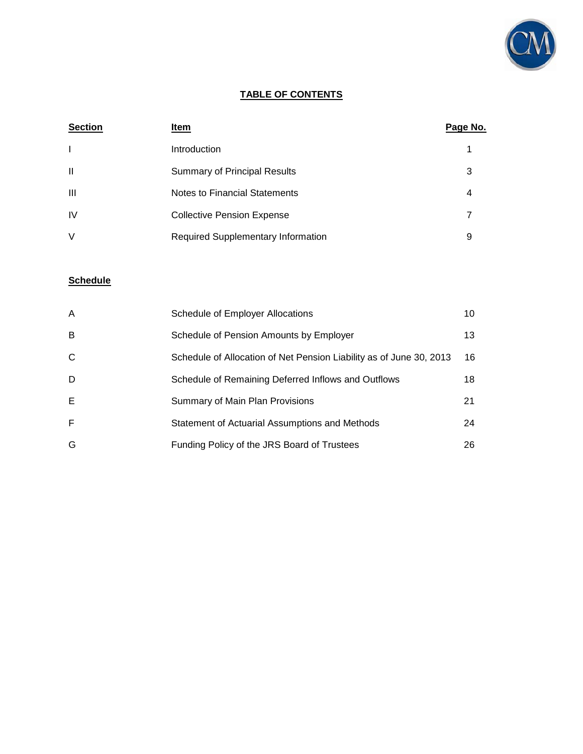# TABLE OF CONTENTS

| Section | Item | Page No. |
|---|---|---|
| I | Introduction | 1 |
| II | Summary of Principal Results | 3 |
| III | Notes to Financial Statements | 4 |
| IV | Collective Pension Expense | 7 |
| V | Required Supplementary Information | 9 |

| Schedule | | |
|---|---|---|
| A | Schedule of Employer Allocations | 10 |
| B | Schedule of Pension Amounts by Employer | 13 |
| C | Schedule of Allocation of Net Pension Liability as of June 30, 2013 | 16 |
| D | Schedule of Remaining Deferred Inflows and Outflows | 18 |
| E | Summary of Main Plan Provisions | 21 |
| F | Statement of Actuarial Assumptions and Methods | 24 |
| G | Funding Policy of the JRS Board of Trustees | 26 |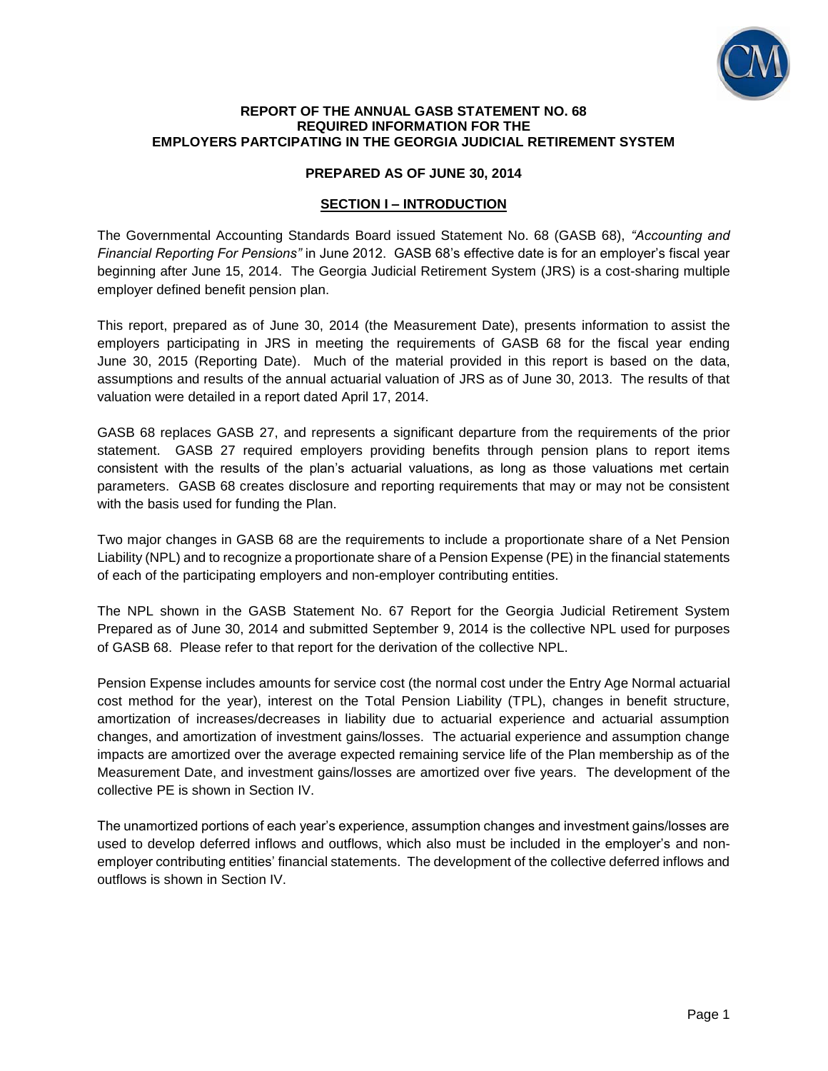**REPORT OF THE ANNUAL GASB STATEMENT NO. 68**
**REQUIRED INFORMATION FOR THE**
**EMPLOYERS PARTCIPATING IN THE GEORGIA JUDICIAL RETIREMENT SYSTEM**

**PREPARED AS OF JUNE 30, 2014**

## SECTION I – INTRODUCTION

The Governmental Accounting Standards Board issued Statement No. 68 (GASB 68), *"Accounting and Financial Reporting For Pensions"* in June 2012. GASB 68's effective date is for an employer's fiscal year beginning after June 15, 2014. The Georgia Judicial Retirement System (JRS) is a cost-sharing multiple employer defined benefit pension plan.

This report, prepared as of June 30, 2014 (the Measurement Date), presents information to assist the employers participating in JRS in meeting the requirements of GASB 68 for the fiscal year ending June 30, 2015 (Reporting Date). Much of the material provided in this report is based on the data, assumptions and results of the annual actuarial valuation of JRS as of June 30, 2013. The results of that valuation were detailed in a report dated April 17, 2014.

GASB 68 replaces GASB 27, and represents a significant departure from the requirements of the prior statement. GASB 27 required employers providing benefits through pension plans to report items consistent with the results of the plan's actuarial valuations, as long as those valuations met certain parameters. GASB 68 creates disclosure and reporting requirements that may or may not be consistent with the basis used for funding the Plan.

Two major changes in GASB 68 are the requirements to include a proportionate share of a Net Pension Liability (NPL) and to recognize a proportionate share of a Pension Expense (PE) in the financial statements of each of the participating employers and non-employer contributing entities.

The NPL shown in the GASB Statement No. 67 Report for the Georgia Judicial Retirement System Prepared as of June 30, 2014 and submitted September 9, 2014 is the collective NPL used for purposes of GASB 68. Please refer to that report for the derivation of the collective NPL.

Pension Expense includes amounts for service cost (the normal cost under the Entry Age Normal actuarial cost method for the year), interest on the Total Pension Liability (TPL), changes in benefit structure, amortization of increases/decreases in liability due to actuarial experience and actuarial assumption changes, and amortization of investment gains/losses. The actuarial experience and assumption change impacts are amortized over the average expected remaining service life of the Plan membership as of the Measurement Date, and investment gains/losses are amortized over five years. The development of the collective PE is shown in Section IV.

The unamortized portions of each year's experience, assumption changes and investment gains/losses are used to develop deferred inflows and outflows, which also must be included in the employer's and non-employer contributing entities' financial statements. The development of the collective deferred inflows and outflows is shown in Section IV.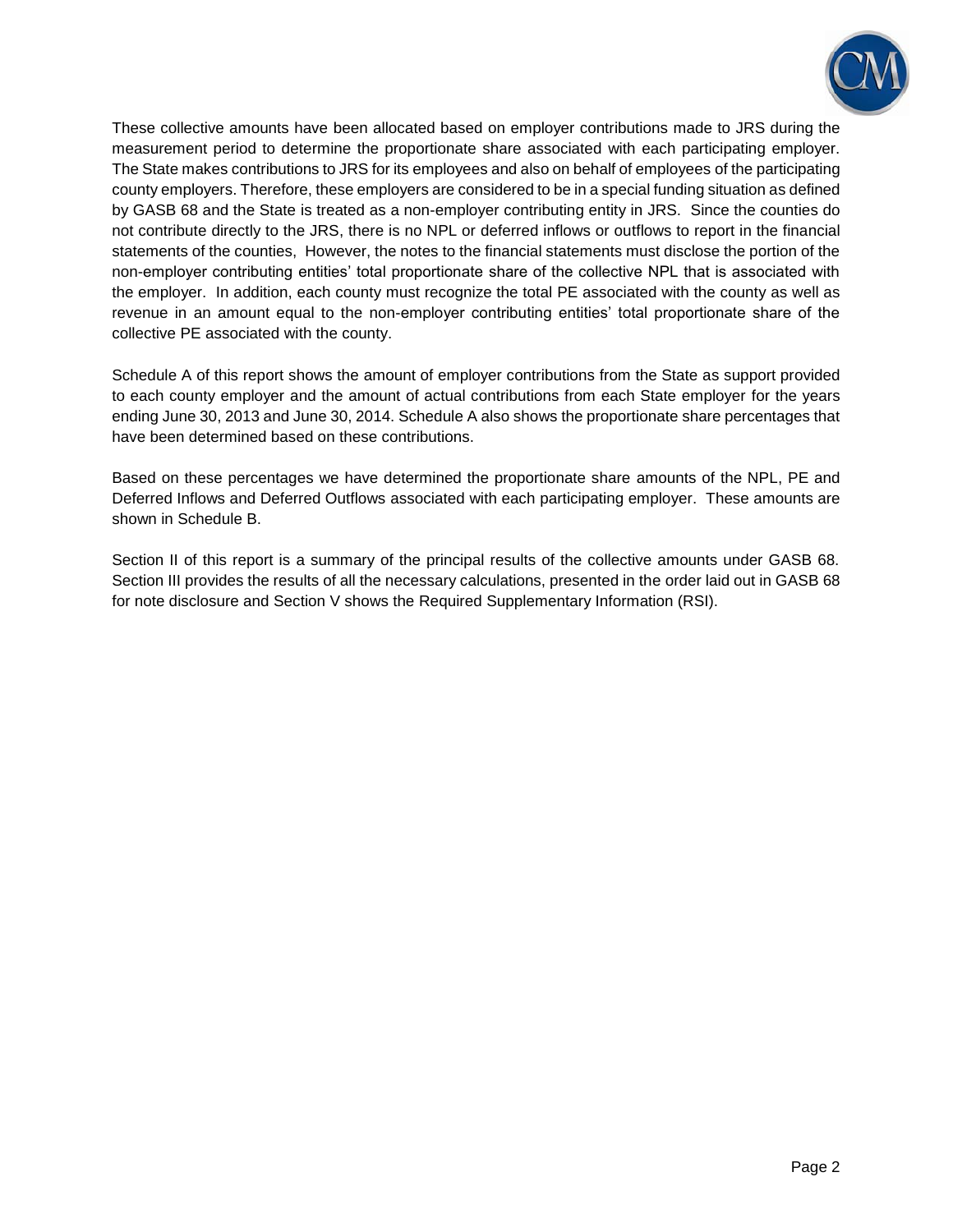These collective amounts have been allocated based on employer contributions made to JRS during the measurement period to determine the proportionate share associated with each participating employer. The State makes contributions to JRS for its employees and also on behalf of employees of the participating county employers. Therefore, these employers are considered to be in a special funding situation as defined by GASB 68 and the State is treated as a non-employer contributing entity in JRS. Since the counties do not contribute directly to the JRS, there is no NPL or deferred inflows or outflows to report in the financial statements of the counties, However, the notes to the financial statements must disclose the portion of the non-employer contributing entities' total proportionate share of the collective NPL that is associated with the employer. In addition, each county must recognize the total PE associated with the county as well as revenue in an amount equal to the non-employer contributing entities' total proportionate share of the collective PE associated with the county.

Schedule A of this report shows the amount of employer contributions from the State as support provided to each county employer and the amount of actual contributions from each State employer for the years ending June 30, 2013 and June 30, 2014. Schedule A also shows the proportionate share percentages that have been determined based on these contributions.

Based on these percentages we have determined the proportionate share amounts of the NPL, PE and Deferred Inflows and Deferred Outflows associated with each participating employer. These amounts are shown in Schedule B.

Section II of this report is a summary of the principal results of the collective amounts under GASB 68. Section III provides the results of all the necessary calculations, presented in the order laid out in GASB 68 for note disclosure and Section V shows the Required Supplementary Information (RSI).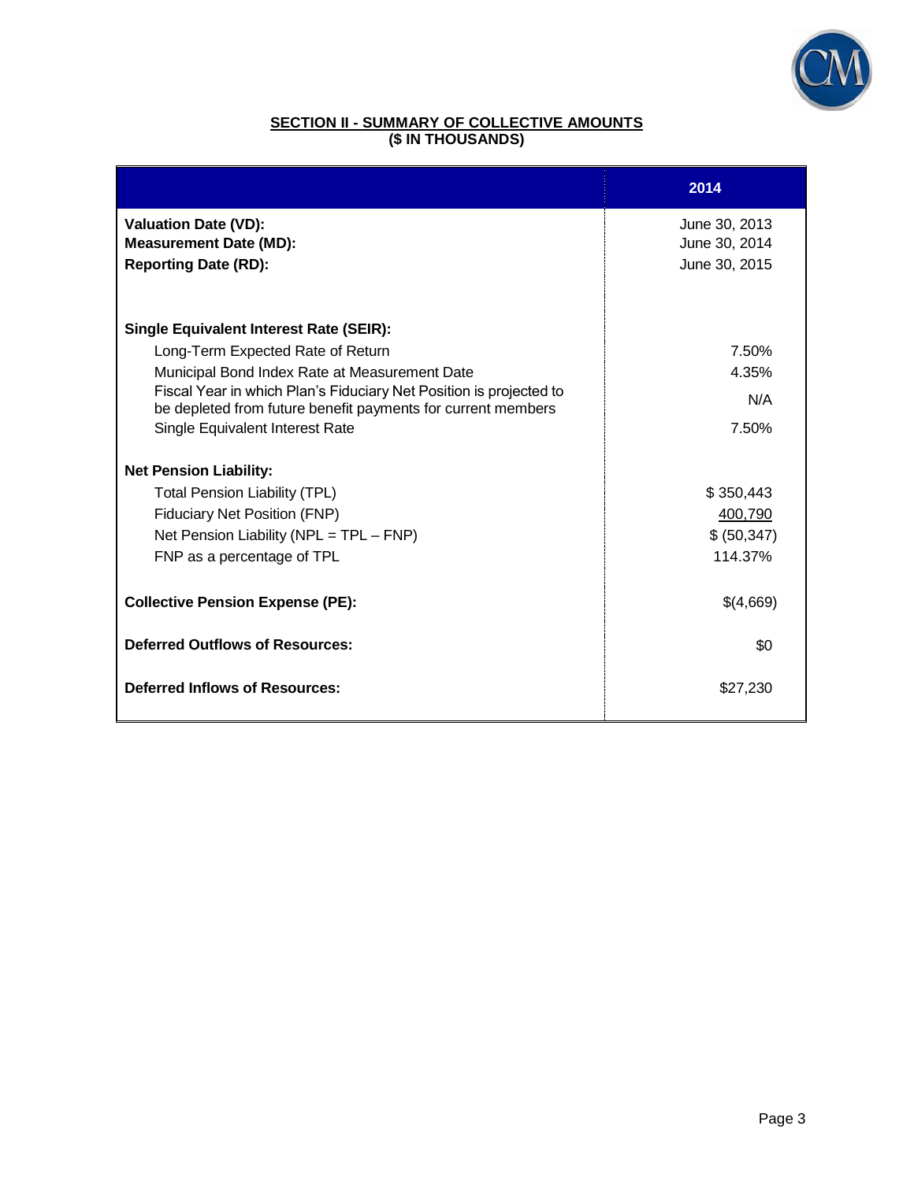## SECTION II - SUMMARY OF COLLECTIVE AMOUNTS
### ($ IN THOUSANDS)

| | 2014 |
|---|---|
| **Valuation Date (VD):** | June 30, 2013 |
| **Measurement Date (MD):** | June 30, 2014 |
| **Reporting Date (RD):** | June 30, 2015 |
| | |
| **Single Equivalent Interest Rate (SEIR):** | |
| Long-Term Expected Rate of Return | 7.50% |
| Municipal Bond Index Rate at Measurement Date | 4.35% |
| Fiscal Year in which Plan's Fiduciary Net Position is projected to be depleted from future benefit payments for current members | N/A |
| Single Equivalent Interest Rate | 7.50% |
| | |
| **Net Pension Liability:** | |
| Total Pension Liability (TPL) | $ 350,443 |
| Fiduciary Net Position (FNP) | 400,790 |
| Net Pension Liability (NPL = TPL – FNP) | $ (50,347) |
| FNP as a percentage of TPL | 114.37% |
| | |
| **Collective Pension Expense (PE):** | $(4,669) |
| | |
| **Deferred Outflows of Resources:** | $0 |
| | |
| **Deferred Inflows of Resources:** | $27,230 |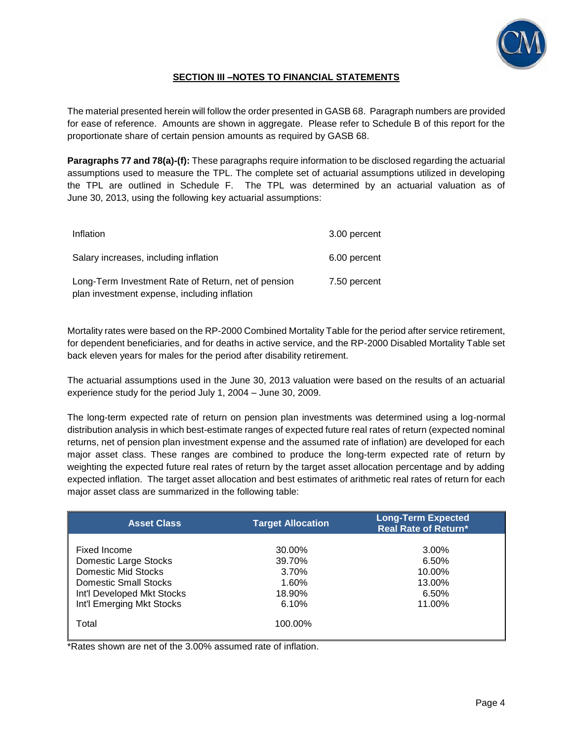## SECTION III –NOTES TO FINANCIAL STATEMENTS

The material presented herein will follow the order presented in GASB 68. Paragraph numbers are provided for ease of reference. Amounts are shown in aggregate. Please refer to Schedule B of this report for the proportionate share of certain pension amounts as required by GASB 68.

**Paragraphs 77 and 78(a)-(f):** These paragraphs require information to be disclosed regarding the actuarial assumptions used to measure the TPL. The complete set of actuarial assumptions utilized in developing the TPL are outlined in Schedule F. The TPL was determined by an actuarial valuation as of June 30, 2013, using the following key actuarial assumptions:

| | |
|---|---|
| Inflation | 3.00 percent |
| Salary increases, including inflation | 6.00 percent |
| Long-Term Investment Rate of Return, net of pension plan investment expense, including inflation | 7.50 percent |

Mortality rates were based on the RP-2000 Combined Mortality Table for the period after service retirement, for dependent beneficiaries, and for deaths in active service, and the RP-2000 Disabled Mortality Table set back eleven years for males for the period after disability retirement.

The actuarial assumptions used in the June 30, 2013 valuation were based on the results of an actuarial experience study for the period July 1, 2004 – June 30, 2009.

The long-term expected rate of return on pension plan investments was determined using a log-normal distribution analysis in which best-estimate ranges of expected future real rates of return (expected nominal returns, net of pension plan investment expense and the assumed rate of inflation) are developed for each major asset class. These ranges are combined to produce the long-term expected rate of return by weighting the expected future real rates of return by the target asset allocation percentage and by adding expected inflation. The target asset allocation and best estimates of arithmetic real rates of return for each major asset class are summarized in the following table:

| Asset Class | Target Allocation | Long-Term Expected Real Rate of Return* |
|---|---|---|
| Fixed Income | 30.00% | 3.00% |
| Domestic Large Stocks | 39.70% | 6.50% |
| Domestic Mid Stocks | 3.70% | 10.00% |
| Domestic Small Stocks | 1.60% | 13.00% |
| Int'l Developed Mkt Stocks | 18.90% | 6.50% |
| Int'l Emerging Mkt Stocks | 6.10% | 11.00% |
| Total | 100.00% | |

*Rates shown are net of the 3.00% assumed rate of inflation.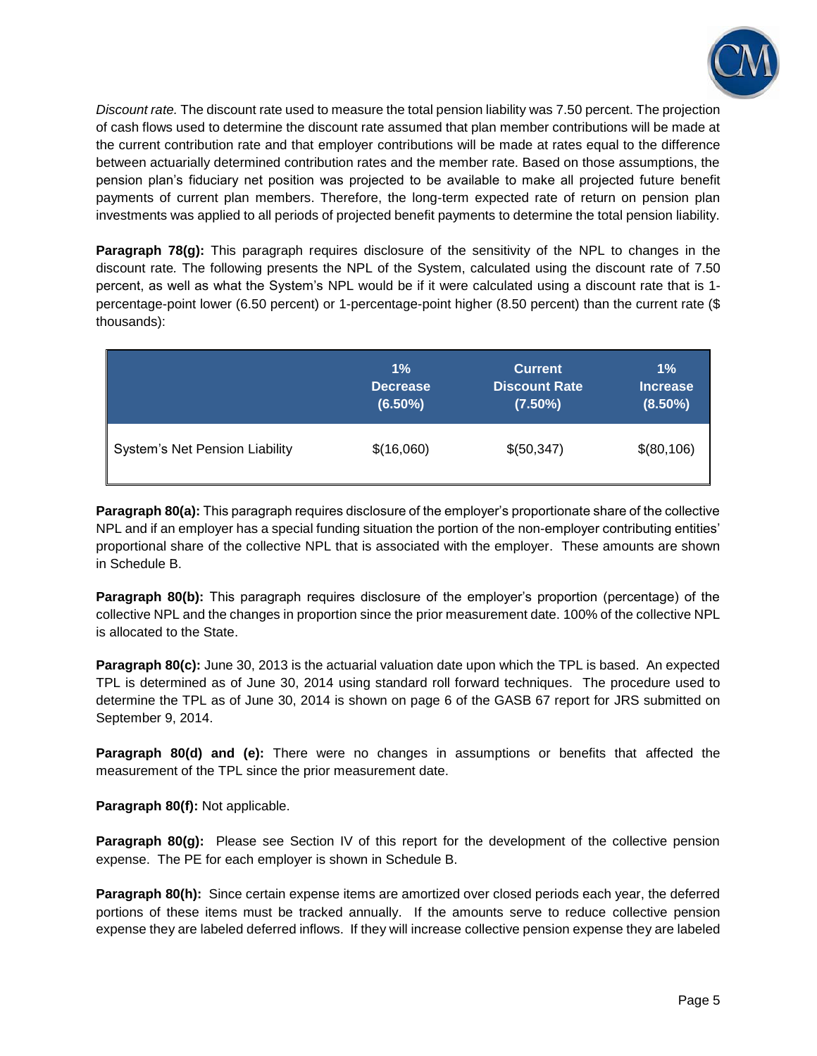*Discount rate.* The discount rate used to measure the total pension liability was 7.50 percent. The projection of cash flows used to determine the discount rate assumed that plan member contributions will be made at the current contribution rate and that employer contributions will be made at rates equal to the difference between actuarially determined contribution rates and the member rate. Based on those assumptions, the pension plan's fiduciary net position was projected to be available to make all projected future benefit payments of current plan members. Therefore, the long-term expected rate of return on pension plan investments was applied to all periods of projected benefit payments to determine the total pension liability.

**Paragraph 78(g):** This paragraph requires disclosure of the sensitivity of the NPL to changes in the discount rate. The following presents the NPL of the System, calculated using the discount rate of 7.50 percent, as well as what the System's NPL would be if it were calculated using a discount rate that is 1-percentage-point lower (6.50 percent) or 1-percentage-point higher (8.50 percent) than the current rate ($ thousands):

| | 1% Decrease (6.50%) | Current Discount Rate (7.50%) | 1% Increase (8.50%) |
|---|---|---|---|
| System's Net Pension Liability | $(16,060) | $(50,347) | $(80,106) |

**Paragraph 80(a):** This paragraph requires disclosure of the employer's proportionate share of the collective NPL and if an employer has a special funding situation the portion of the non-employer contributing entities' proportional share of the collective NPL that is associated with the employer. These amounts are shown in Schedule B.

**Paragraph 80(b):** This paragraph requires disclosure of the employer's proportion (percentage) of the collective NPL and the changes in proportion since the prior measurement date. 100% of the collective NPL is allocated to the State.

**Paragraph 80(c):** June 30, 2013 is the actuarial valuation date upon which the TPL is based. An expected TPL is determined as of June 30, 2014 using standard roll forward techniques. The procedure used to determine the TPL as of June 30, 2014 is shown on page 6 of the GASB 67 report for JRS submitted on September 9, 2014.

**Paragraph 80(d) and (e):** There were no changes in assumptions or benefits that affected the measurement of the TPL since the prior measurement date.

**Paragraph 80(f):** Not applicable.

**Paragraph 80(g):** Please see Section IV of this report for the development of the collective pension expense. The PE for each employer is shown in Schedule B.

**Paragraph 80(h):** Since certain expense items are amortized over closed periods each year, the deferred portions of these items must be tracked annually. If the amounts serve to reduce collective pension expense they are labeled deferred inflows. If they will increase collective pension expense they are labeled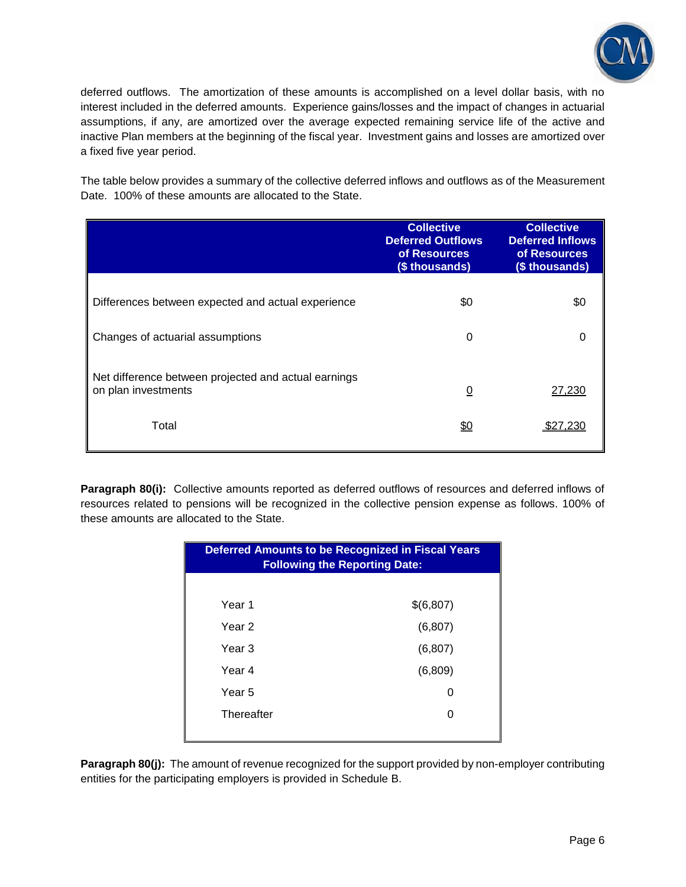deferred outflows. The amortization of these amounts is accomplished on a level dollar basis, with no interest included in the deferred amounts. Experience gains/losses and the impact of changes in actuarial assumptions, if any, are amortized over the average expected remaining service life of the active and inactive Plan members at the beginning of the fiscal year. Investment gains and losses are amortized over a fixed five year period.

The table below provides a summary of the collective deferred inflows and outflows as of the Measurement Date. 100% of these amounts are allocated to the State.

| | Collective Deferred Outflows of Resources ($ thousands) | Collective Deferred Inflows of Resources ($ thousands) |
|---|---|---|
| Differences between expected and actual experience | $0 | $0 |
| Changes of actuarial assumptions | 0 | 0 |
| Net difference between projected and actual earnings on plan investments | 0 | 27,230 |
| Total | $0 | $27,230 |

**Paragraph 80(i):** Collective amounts reported as deferred outflows of resources and deferred inflows of resources related to pensions will be recognized in the collective pension expense as follows. 100% of these amounts are allocated to the State.

| Deferred Amounts to be Recognized in Fiscal Years Following the Reporting Date: | |
|---|---|
| Year 1 | $(6,807) |
| Year 2 | (6,807) |
| Year 3 | (6,807) |
| Year 4 | (6,809) |
| Year 5 | 0 |
| Thereafter | 0 |

**Paragraph 80(j):** The amount of revenue recognized for the support provided by non-employer contributing entities for the participating employers is provided in Schedule B.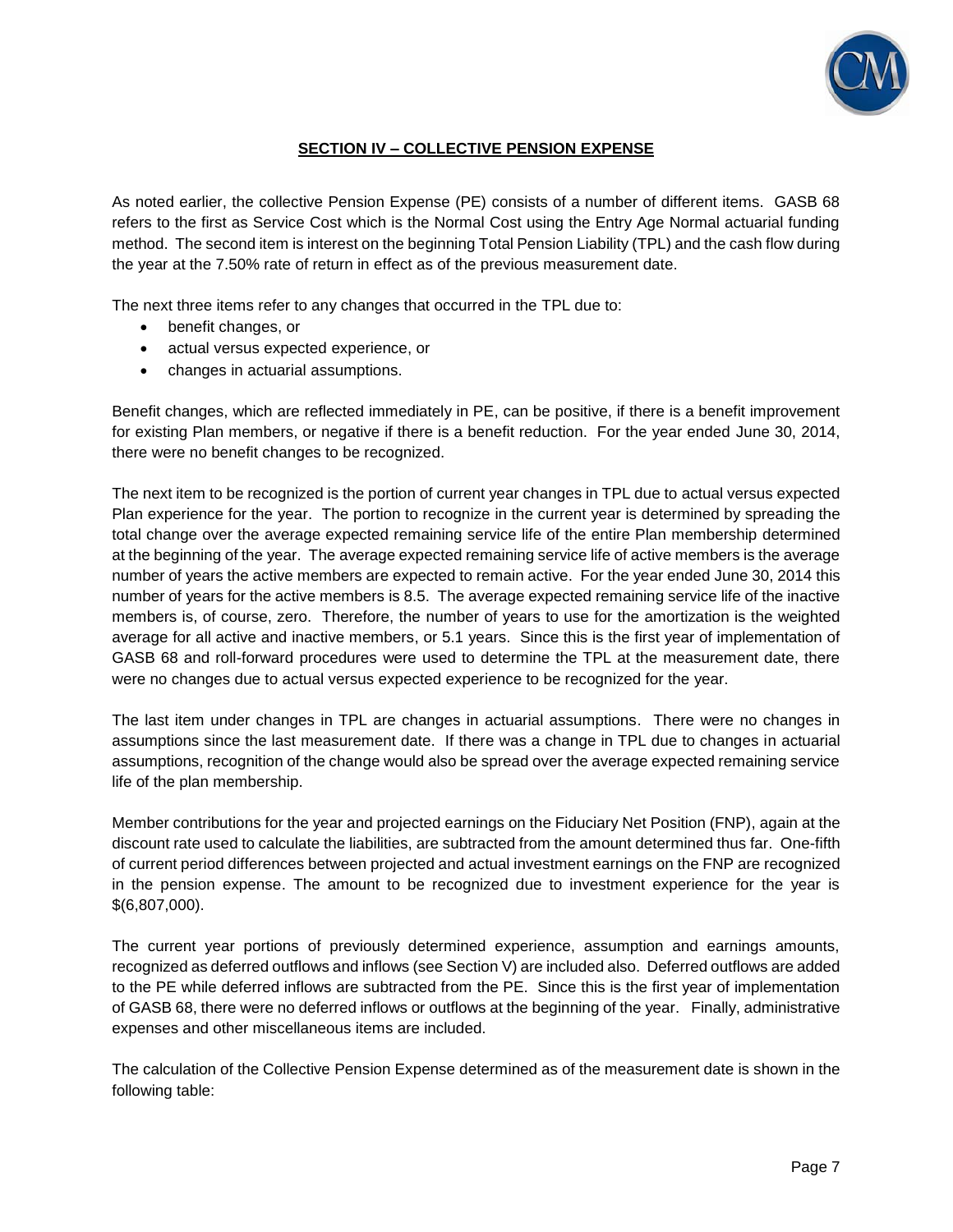## SECTION IV – COLLECTIVE PENSION EXPENSE

As noted earlier, the collective Pension Expense (PE) consists of a number of different items. GASB 68 refers to the first as Service Cost which is the Normal Cost using the Entry Age Normal actuarial funding method. The second item is interest on the beginning Total Pension Liability (TPL) and the cash flow during the year at the 7.50% rate of return in effect as of the previous measurement date.

The next three items refer to any changes that occurred in the TPL due to:

- benefit changes, or
- actual versus expected experience, or
- changes in actuarial assumptions.

Benefit changes, which are reflected immediately in PE, can be positive, if there is a benefit improvement for existing Plan members, or negative if there is a benefit reduction. For the year ended June 30, 2014, there were no benefit changes to be recognized.

The next item to be recognized is the portion of current year changes in TPL due to actual versus expected Plan experience for the year. The portion to recognize in the current year is determined by spreading the total change over the average expected remaining service life of the entire Plan membership determined at the beginning of the year. The average expected remaining service life of active members is the average number of years the active members are expected to remain active. For the year ended June 30, 2014 this number of years for the active members is 8.5. The average expected remaining service life of the inactive members is, of course, zero. Therefore, the number of years to use for the amortization is the weighted average for all active and inactive members, or 5.1 years. Since this is the first year of implementation of GASB 68 and roll-forward procedures were used to determine the TPL at the measurement date, there were no changes due to actual versus expected experience to be recognized for the year.

The last item under changes in TPL are changes in actuarial assumptions. There were no changes in assumptions since the last measurement date. If there was a change in TPL due to changes in actuarial assumptions, recognition of the change would also be spread over the average expected remaining service life of the plan membership.

Member contributions for the year and projected earnings on the Fiduciary Net Position (FNP), again at the discount rate used to calculate the liabilities, are subtracted from the amount determined thus far. One-fifth of current period differences between projected and actual investment earnings on the FNP are recognized in the pension expense. The amount to be recognized due to investment experience for the year is $(6,807,000).

The current year portions of previously determined experience, assumption and earnings amounts, recognized as deferred outflows and inflows (see Section V) are included also. Deferred outflows are added to the PE while deferred inflows are subtracted from the PE. Since this is the first year of implementation of GASB 68, there were no deferred inflows or outflows at the beginning of the year. Finally, administrative expenses and other miscellaneous items are included.

The calculation of the Collective Pension Expense determined as of the measurement date is shown in the following table: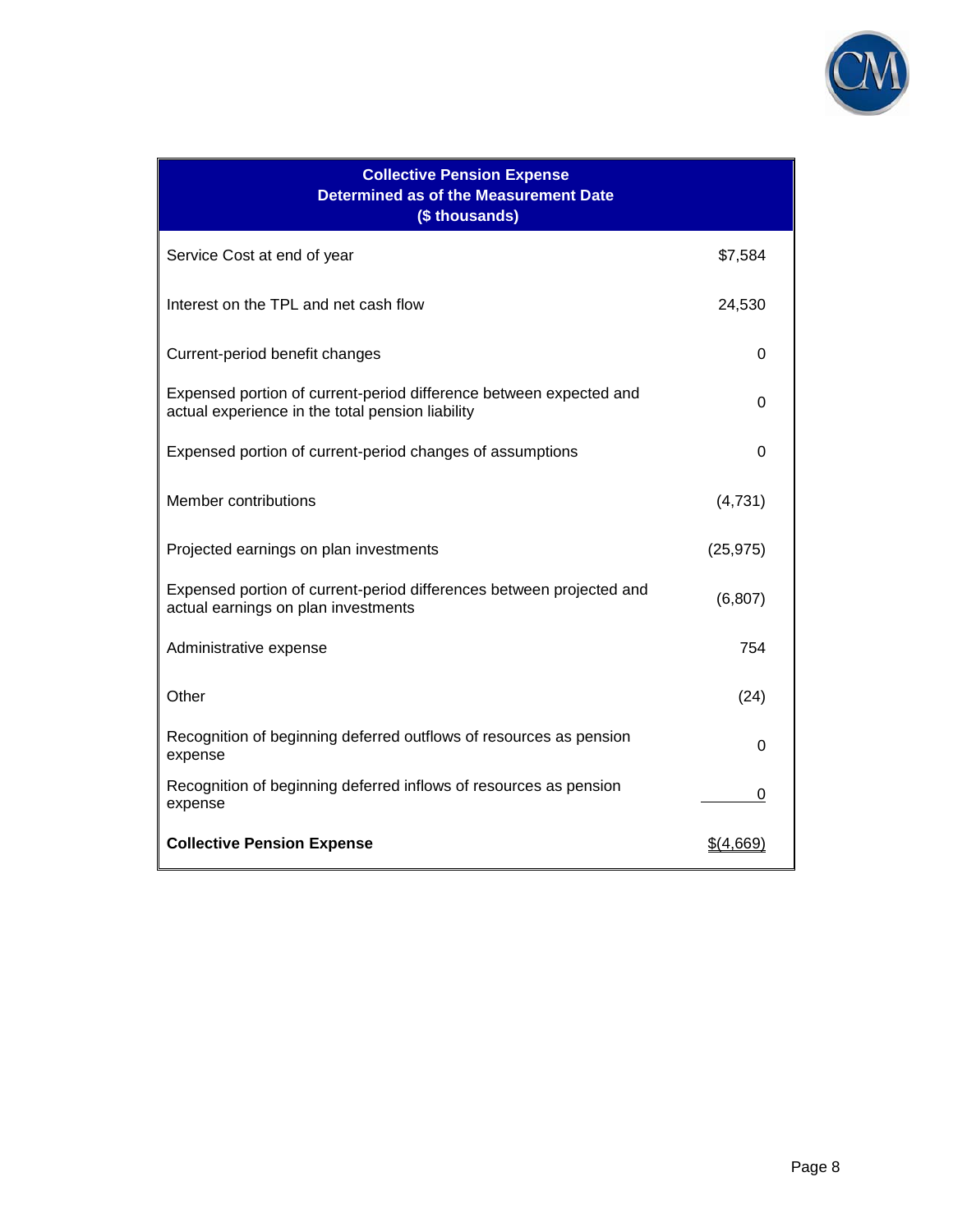| Collective Pension Expense<br>Determined as of the Measurement Date<br>($ thousands) | |
|---|---|
| Service Cost at end of year | $7,584 |
| Interest on the TPL and net cash flow | 24,530 |
| Current-period benefit changes | 0 |
| Expensed portion of current-period difference between expected and actual experience in the total pension liability | 0 |
| Expensed portion of current-period changes of assumptions | 0 |
| Member contributions | (4,731) |
| Projected earnings on plan investments | (25,975) |
| Expensed portion of current-period differences between projected and actual earnings on plan investments | (6,807) |
| Administrative expense | 754 |
| Other | (24) |
| Recognition of beginning deferred outflows of resources as pension expense | 0 |
| Recognition of beginning deferred inflows of resources as pension expense | 0 |
| **Collective Pension Expense** | $(4,669) |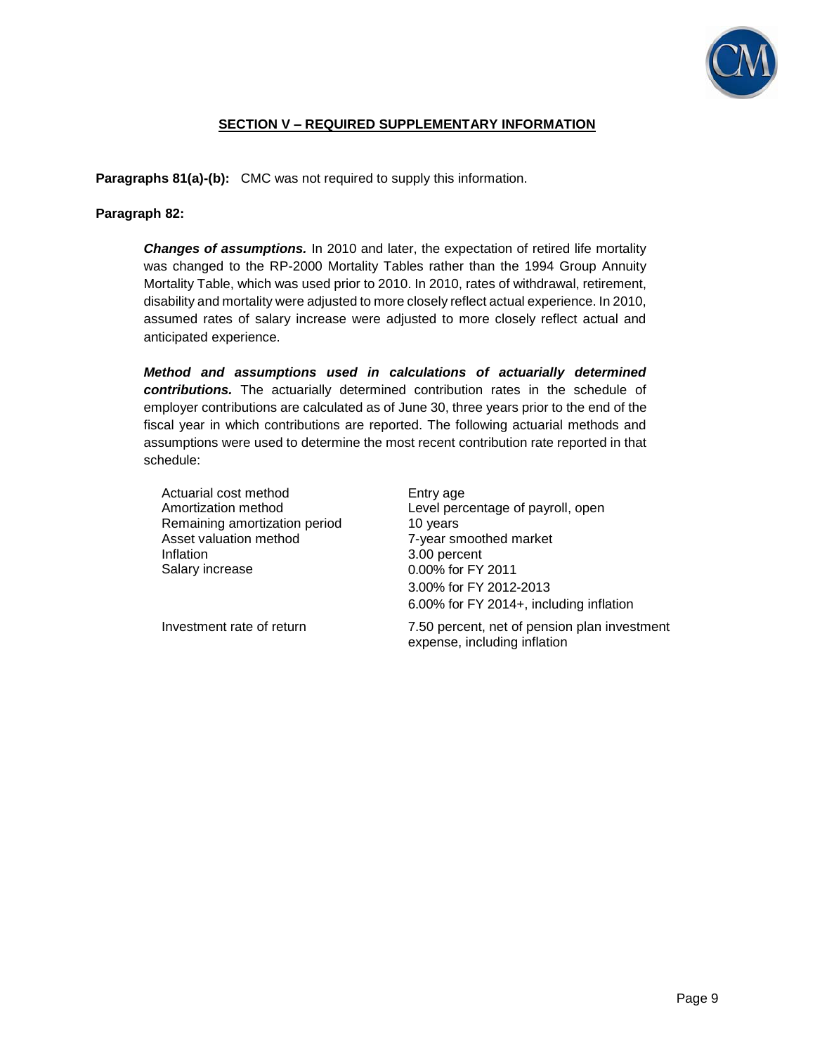## SECTION V – REQUIRED SUPPLEMENTARY INFORMATION

**Paragraphs 81(a)-(b):** CMC was not required to supply this information.

**Paragraph 82:**

***Changes of assumptions.*** In 2010 and later, the expectation of retired life mortality was changed to the RP-2000 Mortality Tables rather than the 1994 Group Annuity Mortality Table, which was used prior to 2010. In 2010, rates of withdrawal, retirement, disability and mortality were adjusted to more closely reflect actual experience. In 2010, assumed rates of salary increase were adjusted to more closely reflect actual and anticipated experience.

***Method and assumptions used in calculations of actuarially determined contributions.*** The actuarially determined contribution rates in the schedule of employer contributions are calculated as of June 30, three years prior to the end of the fiscal year in which contributions are reported. The following actuarial methods and assumptions were used to determine the most recent contribution rate reported in that schedule:

| | |
|---|---|
| Actuarial cost method | Entry age |
| Amortization method | Level percentage of payroll, open |
| Remaining amortization period | 10 years |
| Asset valuation method | 7-year smoothed market |
| Inflation | 3.00 percent |
| Salary increase | 0.00% for FY 2011<br>3.00% for FY 2012-2013<br>6.00% for FY 2014+, including inflation |
| Investment rate of return | 7.50 percent, net of pension plan investment expense, including inflation |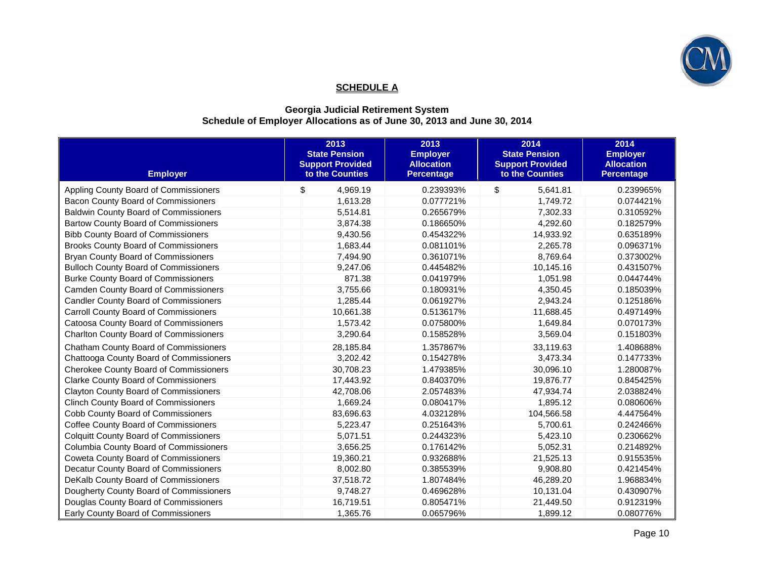## SCHEDULE A

### Georgia Judicial Retirement System
### Schedule of Employer Allocations as of June 30, 2013 and June 30, 2014

| Employer | 2013 State Pension Support Provided to the Counties | 2013 Employer Allocation Percentage | 2014 State Pension Support Provided to the Counties | 2014 Employer Allocation Percentage |
|---|---|---|---|---|
| Appling County Board of Commissioners | $ 4,969.19 | 0.239393% | $ 5,641.81 | 0.239965% |
| Bacon County Board of Commissioners | 1,613.28 | 0.077721% | 1,749.72 | 0.074421% |
| Baldwin County Board of Commissioners | 5,514.81 | 0.265679% | 7,302.33 | 0.310592% |
| Bartow County Board of Commissioners | 3,874.38 | 0.186650% | 4,292.60 | 0.182579% |
| Bibb County Board of Commissioners | 9,430.56 | 0.454322% | 14,933.92 | 0.635189% |
| Brooks County Board of Commissioners | 1,683.44 | 0.081101% | 2,265.78 | 0.096371% |
| Bryan County Board of Commissioners | 7,494.90 | 0.361071% | 8,769.64 | 0.373002% |
| Bulloch County Board of Commissioners | 9,247.06 | 0.445482% | 10,145.16 | 0.431507% |
| Burke County Board of Commissioners | 871.38 | 0.041979% | 1,051.98 | 0.044744% |
| Camden County Board of Commissioners | 3,755.66 | 0.180931% | 4,350.45 | 0.185039% |
| Candler County Board of Commissioners | 1,285.44 | 0.061927% | 2,943.24 | 0.125186% |
| Carroll County Board of Commissioners | 10,661.38 | 0.513617% | 11,688.45 | 0.497149% |
| Catoosa County Board of Commissioners | 1,573.42 | 0.075800% | 1,649.84 | 0.070173% |
| Charlton County Board of Commissioners | 3,290.64 | 0.158528% | 3,569.04 | 0.151803% |
| Chatham County Board of Commissioners | 28,185.84 | 1.357867% | 33,119.63 | 1.408688% |
| Chattooga County Board of Commissioners | 3,202.42 | 0.154278% | 3,473.34 | 0.147733% |
| Cherokee County Board of Commissioners | 30,708.23 | 1.479385% | 30,096.10 | 1.280087% |
| Clarke County Board of Commissioners | 17,443.92 | 0.840370% | 19,876.77 | 0.845425% |
| Clayton County Board of Commissioners | 42,708.06 | 2.057483% | 47,934.74 | 2.038824% |
| Clinch County Board of Commissioners | 1,669.24 | 0.080417% | 1,895.12 | 0.080606% |
| Cobb County Board of Commissioners | 83,696.63 | 4.032128% | 104,566.58 | 4.447564% |
| Coffee County Board of Commissioners | 5,223.47 | 0.251643% | 5,700.61 | 0.242466% |
| Colquitt County Board of Commissioners | 5,071.51 | 0.244323% | 5,423.10 | 0.230662% |
| Columbia County Board of Commissioners | 3,656.25 | 0.176142% | 5,052.31 | 0.214892% |
| Coweta County Board of Commissioners | 19,360.21 | 0.932688% | 21,525.13 | 0.915535% |
| Decatur County Board of Commissioners | 8,002.80 | 0.385539% | 9,908.80 | 0.421454% |
| DeKalb County Board of Commissioners | 37,518.72 | 1.807484% | 46,289.20 | 1.968834% |
| Dougherty County Board of Commissioners | 9,748.27 | 0.469628% | 10,131.04 | 0.430907% |
| Douglas County Board of Commissioners | 16,719.51 | 0.805471% | 21,449.50 | 0.912319% |
| Early County Board of Commissioners | 1,365.76 | 0.065796% | 1,899.12 | 0.080776% |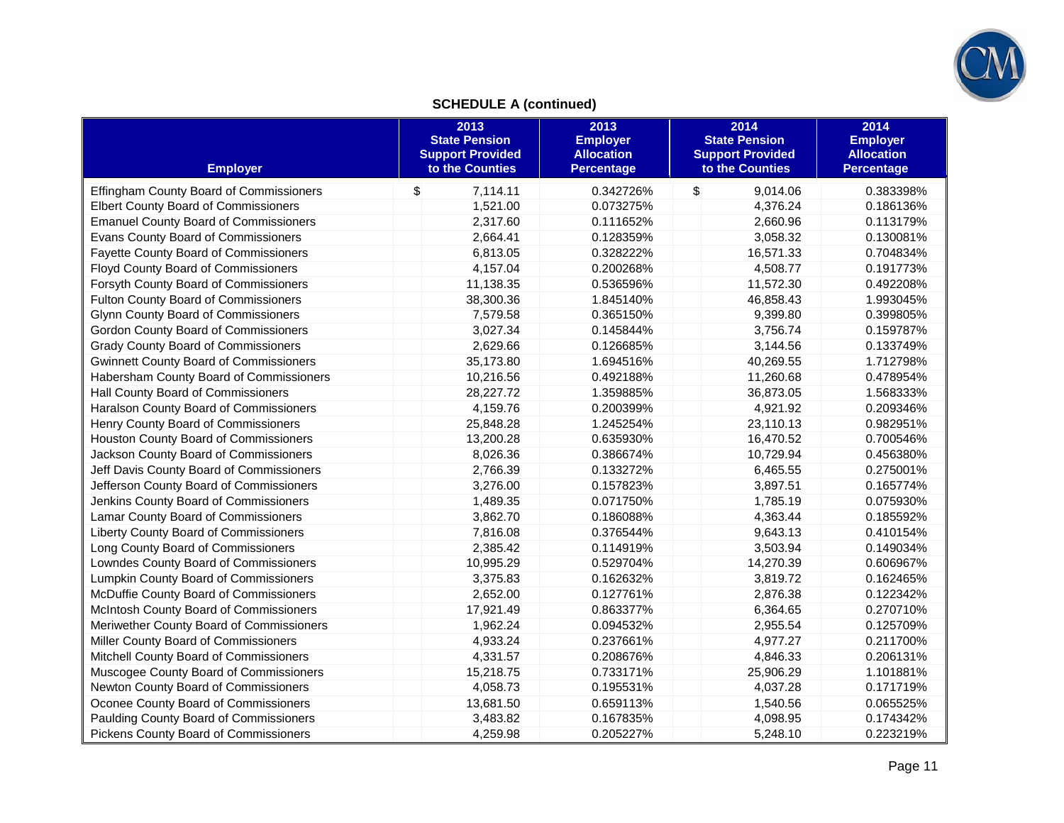## SCHEDULE A (continued)

| Employer | 2013 State Pension Support Provided to the Counties | 2013 Employer Allocation Percentage | 2014 State Pension Support Provided to the Counties | 2014 Employer Allocation Percentage |
|---|---|---|---|---|
| Effingham County Board of Commissioners | $ 7,114.11 | 0.342726% | $ 9,014.06 | 0.383398% |
| Elbert County Board of Commissioners | 1,521.00 | 0.073275% | 4,376.24 | 0.186136% |
| Emanuel County Board of Commissioners | 2,317.60 | 0.111652% | 2,660.96 | 0.113179% |
| Evans County Board of Commissioners | 2,664.41 | 0.128359% | 3,058.32 | 0.130081% |
| Fayette County Board of Commissioners | 6,813.05 | 0.328222% | 16,571.33 | 0.704834% |
| Floyd County Board of Commissioners | 4,157.04 | 0.200268% | 4,508.77 | 0.191773% |
| Forsyth County Board of Commissioners | 11,138.35 | 0.536596% | 11,572.30 | 0.492208% |
| Fulton County Board of Commissioners | 38,300.36 | 1.845140% | 46,858.43 | 1.993045% |
| Glynn County Board of Commissioners | 7,579.58 | 0.365150% | 9,399.80 | 0.399805% |
| Gordon County Board of Commissioners | 3,027.34 | 0.145844% | 3,756.74 | 0.159787% |
| Grady County Board of Commissioners | 2,629.66 | 0.126685% | 3,144.56 | 0.133749% |
| Gwinnett County Board of Commissioners | 35,173.80 | 1.694516% | 40,269.55 | 1.712798% |
| Habersham County Board of Commissioners | 10,216.56 | 0.492188% | 11,260.68 | 0.478954% |
| Hall County Board of Commissioners | 28,227.72 | 1.359885% | 36,873.05 | 1.568333% |
| Haralson County Board of Commissioners | 4,159.76 | 0.200399% | 4,921.92 | 0.209346% |
| Henry County Board of Commissioners | 25,848.28 | 1.245254% | 23,110.13 | 0.982951% |
| Houston County Board of Commissioners | 13,200.28 | 0.635930% | 16,470.52 | 0.700546% |
| Jackson County Board of Commissioners | 8,026.36 | 0.386674% | 10,729.94 | 0.456380% |
| Jeff Davis County Board of Commissioners | 2,766.39 | 0.133272% | 6,465.55 | 0.275001% |
| Jefferson County Board of Commissioners | 3,276.00 | 0.157823% | 3,897.51 | 0.165774% |
| Jenkins County Board of Commissioners | 1,489.35 | 0.071750% | 1,785.19 | 0.075930% |
| Lamar County Board of Commissioners | 3,862.70 | 0.186088% | 4,363.44 | 0.185592% |
| Liberty County Board of Commissioners | 7,816.08 | 0.376544% | 9,643.13 | 0.410154% |
| Long County Board of Commissioners | 2,385.42 | 0.114919% | 3,503.94 | 0.149034% |
| Lowndes County Board of Commissioners | 10,995.29 | 0.529704% | 14,270.39 | 0.606967% |
| Lumpkin County Board of Commissioners | 3,375.83 | 0.162632% | 3,819.72 | 0.162465% |
| McDuffie County Board of Commissioners | 2,652.00 | 0.127761% | 2,876.38 | 0.122342% |
| McIntosh County Board of Commissioners | 17,921.49 | 0.863377% | 6,364.65 | 0.270710% |
| Meriwether County Board of Commissioners | 1,962.24 | 0.094532% | 2,955.54 | 0.125709% |
| Miller County Board of Commissioners | 4,933.24 | 0.237661% | 4,977.27 | 0.211700% |
| Mitchell County Board of Commissioners | 4,331.57 | 0.208676% | 4,846.33 | 0.206131% |
| Muscogee County Board of Commissioners | 15,218.75 | 0.733171% | 25,906.29 | 1.101881% |
| Newton County Board of Commissioners | 4,058.73 | 0.195531% | 4,037.28 | 0.171719% |
| Oconee County Board of Commissioners | 13,681.50 | 0.659113% | 1,540.56 | 0.065525% |
| Paulding County Board of Commissioners | 3,483.82 | 0.167835% | 4,098.95 | 0.174342% |
| Pickens County Board of Commissioners | 4,259.98 | 0.205227% | 5,248.10 | 0.223219% |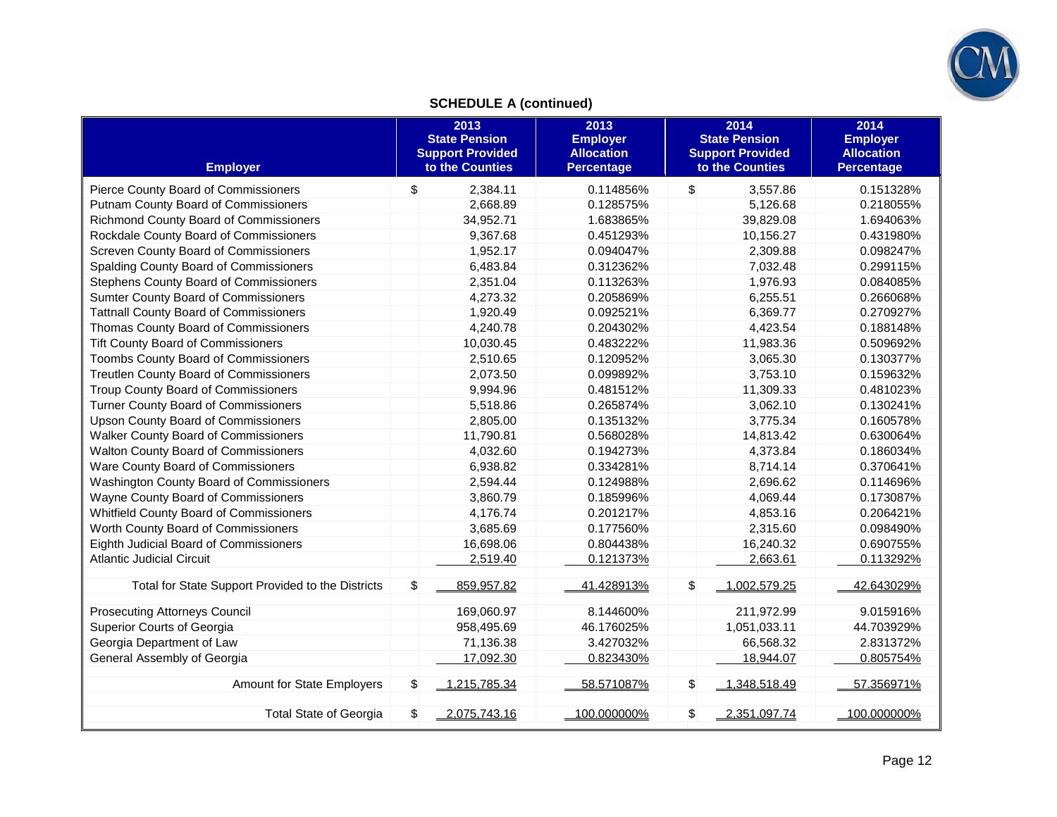## SCHEDULE A (continued)

| Employer | 2013 State Pension Support Provided to the Counties | 2013 Employer Allocation Percentage | 2014 State Pension Support Provided to the Counties | 2014 Employer Allocation Percentage |
|---|---|---|---|---|
| Pierce County Board of Commissioners | $ 2,384.11 | 0.114856% | $ 3,557.86 | 0.151328% |
| Putnam County Board of Commissioners | 2,668.89 | 0.128575% | 5,126.68 | 0.218055% |
| Richmond County Board of Commissioners | 34,952.71 | 1.683865% | 39,829.08 | 1.694063% |
| Rockdale County Board of Commissioners | 9,367.68 | 0.451293% | 10,156.27 | 0.431980% |
| Screven County Board of Commissioners | 1,952.17 | 0.094047% | 2,309.88 | 0.098247% |
| Spalding County Board of Commissioners | 6,483.84 | 0.312362% | 7,032.48 | 0.299115% |
| Stephens County Board of Commissioners | 2,351.04 | 0.113263% | 1,976.93 | 0.084085% |
| Sumter County Board of Commissioners | 4,273.32 | 0.205869% | 6,255.51 | 0.266068% |
| Tattnall County Board of Commissioners | 1,920.49 | 0.092521% | 6,369.77 | 0.270927% |
| Thomas County Board of Commissioners | 4,240.78 | 0.204302% | 4,423.54 | 0.188148% |
| Tift County Board of Commissioners | 10,030.45 | 0.483222% | 11,983.36 | 0.509692% |
| Toombs County Board of Commissioners | 2,510.65 | 0.120952% | 3,065.30 | 0.130377% |
| Treutlen County Board of Commissioners | 2,073.50 | 0.099892% | 3,753.10 | 0.159632% |
| Troup County Board of Commissioners | 9,994.96 | 0.481512% | 11,309.33 | 0.481023% |
| Turner County Board of Commissioners | 5,518.86 | 0.265874% | 3,062.10 | 0.130241% |
| Upson County Board of Commissioners | 2,805.00 | 0.135132% | 3,775.34 | 0.160578% |
| Walker County Board of Commissioners | 11,790.81 | 0.568028% | 14,813.42 | 0.630064% |
| Walton County Board of Commissioners | 4,032.60 | 0.194273% | 4,373.84 | 0.186034% |
| Ware County Board of Commissioners | 6,938.82 | 0.334281% | 8,714.14 | 0.370641% |
| Washington County Board of Commissioners | 2,594.44 | 0.124988% | 2,696.62 | 0.114696% |
| Wayne County Board of Commissioners | 3,860.79 | 0.185996% | 4,069.44 | 0.173087% |
| Whitfield County Board of Commissioners | 4,176.74 | 0.201217% | 4,853.16 | 0.206421% |
| Worth County Board of Commissioners | 3,685.69 | 0.177560% | 2,315.60 | 0.098490% |
| Eighth Judicial Board of Commissioners | 16,698.06 | 0.804438% | 16,240.32 | 0.690755% |
| Atlantic Judicial Circuit | 2,519.40 | 0.121373% | 2,663.61 | 0.113292% |
| Total for State Support Provided to the Districts | $ 859,957.82 | 41.428913% | $ 1,002,579.25 | 42.643029% |
| Prosecuting Attorneys Council | 169,060.97 | 8.144600% | 211,972.99 | 9.015916% |
| Superior Courts of Georgia | 958,495.69 | 46.176025% | 1,051,033.11 | 44.703929% |
| Georgia Department of Law | 71,136.38 | 3.427032% | 66,568.32 | 2.831372% |
| General Assembly of Georgia | 17,092.30 | 0.823430% | 18,944.07 | 0.805754% |
| Amount for State Employers | $ 1,215,785.34 | 58.571087% | $ 1,348,518.49 | 57.356971% |
| Total State of Georgia | $ 2,075,743.16 | 100.000000% | $ 2,351,097.74 | 100.000000% |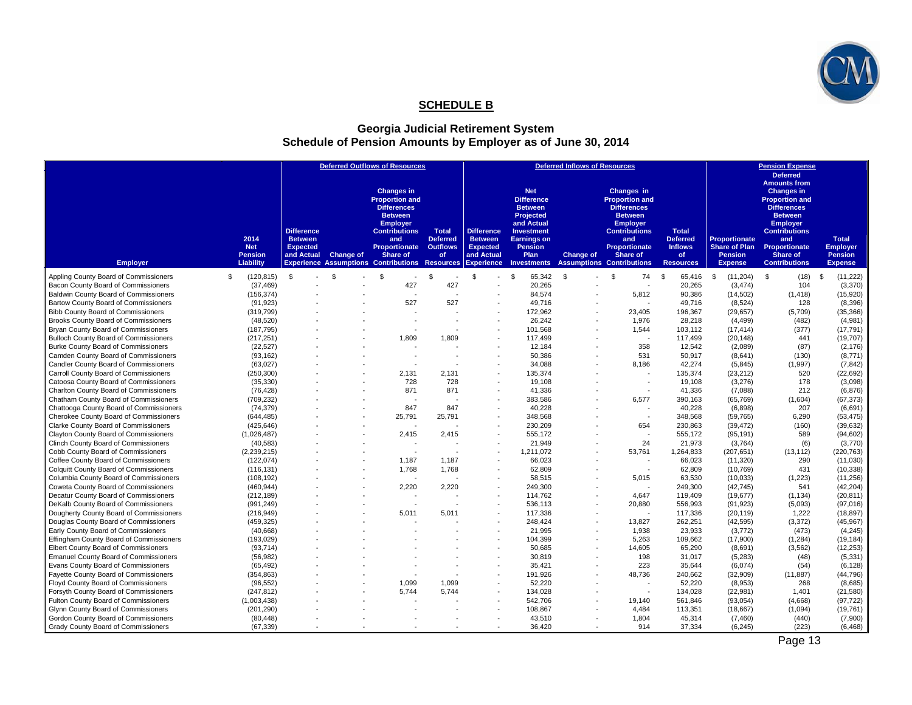# SCHEDULE B

## Georgia Judicial Retirement System
## Schedule of Pension Amounts by Employer as of June 30, 2014

| | | Deferred Outflows of Resources | | | | Deferred Inflows of Resources | | | | | Pension Expense | | |
|---|---|---|---|---|---|---|---|---|---|---|---|---|---|
| Employer | 2014 Net Pension Liability | Difference Between Expected and Actual Experience | Change of Assumptions | Changes in Proportion and Differences Between Employer Contributions and Proportionate Share of Contributions | Total Deferred Outflows of Resources | Difference Between Expected and Actual Experience | Net Difference Between Projected and Actual Investment Earnings on Pension Plan Investments | Change of Assumptions | Changes in Proportion and Differences Between Employer Contributions and Proportionate Share of Contributions | Total Deferred Inflows of Resources | Proportionate Share of Plan Pension Expense | Deferred Amounts from Changes in Proportion and Differences Between Employer Contributions and Proportionate Share of Contributions | Total Employer Pension Expense |
| Appling County Board of Commissioners | $ (120,815) | $ - | $ - | $ - | $ - | $ - | $ 65,342 | $ - | $ 74 | $ 65,416 | $ (11,204) | $ (18) | $ (11,222) |
| Bacon County Board of Commissioners | (37,469) | - | - | 427 | 427 | - | 20,265 | - | - | 20,265 | (3,474) | 104 | (3,370) |
| Baldwin County Board of Commissioners | (156,374) | - | - | - | - | - | 84,574 | - | 5,812 | 90,386 | (14,502) | (1,418) | (15,920) |
| Bartow County Board of Commissioners | (91,923) | - | - | 527 | 527 | - | 49,716 | - | - | 49,716 | (8,524) | 128 | (8,396) |
| Bibb County Board of Commissioners | (319,799) | - | - | - | - | - | 172,962 | - | 23,405 | 196,367 | (29,657) | (5,709) | (35,366) |
| Brooks County Board of Commissioners | (48,520) | - | - | - | - | - | 26,242 | - | 1,976 | 28,218 | (4,499) | (482) | (4,981) |
| Bryan County Board of Commissioners | (187,795) | - | - | - | - | - | 101,568 | - | 1,544 | 103,112 | (17,414) | (377) | (17,791) |
| Bulloch County Board of Commissioners | (217,251) | - | - | 1,809 | 1,809 | - | 117,499 | - | - | 117,499 | (20,148) | 441 | (19,707) |
| Burke County Board of Commissioners | (22,527) | - | - | - | - | - | 12,184 | - | 358 | 12,542 | (2,089) | (87) | (2,176) |
| Camden County Board of Commissioners | (93,162) | - | - | - | - | - | 50,386 | - | 531 | 50,917 | (8,641) | (130) | (8,771) |
| Candler County Board of Commissioners | (63,027) | - | - | - | - | - | 34,088 | - | 8,186 | 42,274 | (5,845) | (1,997) | (7,842) |
| Carroll County Board of Commissioners | (250,300) | - | - | 2,131 | 2,131 | - | 135,374 | - | - | 135,374 | (23,212) | 520 | (22,692) |
| Catoosa County Board of Commissioners | (35,330) | - | - | 728 | 728 | - | 19,108 | - | - | 19,108 | (3,276) | 178 | (3,098) |
| Charlton County Board of Commissioners | (76,428) | - | - | 871 | 871 | - | 41,336 | - | - | 41,336 | (7,088) | 212 | (6,876) |
| Chatham County Board of Commissioners | (709,232) | - | - | - | - | - | 383,586 | - | 6,577 | 390,163 | (65,769) | (1,604) | (67,373) |
| Chattooga County Board of Commissioners | (74,379) | - | - | 847 | 847 | - | 40,228 | - | - | 40,228 | (6,898) | 207 | (6,691) |
| Cherokee County Board of Commissioners | (644,485) | - | - | 25,791 | 25,791 | - | 348,568 | - | - | 348,568 | (59,765) | 6,290 | (53,475) |
| Clarke County Board of Commissioners | (425,646) | - | - | - | - | - | 230,209 | - | 654 | 230,863 | (39,472) | (160) | (39,632) |
| Clayton County Board of Commissioners | (1,026,487) | - | - | 2,415 | 2,415 | - | 555,172 | - | - | 555,172 | (95,191) | 589 | (94,602) |
| Clinch County Board of Commissioners | (40,583) | - | - | - | - | - | 21,949 | - | 24 | 21,973 | (3,764) | (6) | (3,770) |
| Cobb County Board of Commissioners | (2,239,215) | - | - | - | - | - | 1,211,072 | - | 53,761 | 1,264,833 | (207,651) | (13,112) | (220,763) |
| Coffee County Board of Commissioners | (122,074) | - | - | 1,187 | 1,187 | - | 66,023 | - | - | 66,023 | (11,320) | 290 | (11,030) |
| Colquitt County Board of Commissioners | (116,131) | - | - | 1,768 | 1,768 | - | 62,809 | - | - | 62,809 | (10,769) | 431 | (10,338) |
| Columbia County Board of Commissioners | (108,192) | - | - | - | - | - | 58,515 | - | 5,015 | 63,530 | (10,033) | (1,223) | (11,256) |
| Coweta County Board of Commissioners | (460,944) | - | - | 2,220 | 2,220 | - | 249,300 | - | - | 249,300 | (42,745) | 541 | (42,204) |
| Decatur County Board of Commissioners | (212,189) | - | - | - | - | - | 114,762 | - | 4,647 | 119,409 | (19,677) | (1,134) | (20,811) |
| DeKalb County Board of Commissioners | (991,249) | - | - | - | - | - | 536,113 | - | 20,880 | 556,993 | (91,923) | (5,093) | (97,016) |
| Dougherty County Board of Commissioners | (216,949) | - | - | 5,011 | 5,011 | - | 117,336 | - | - | 117,336 | (20,119) | 1,222 | (18,897) |
| Douglas County Board of Commissioners | (459,325) | - | - | - | - | - | 248,424 | - | 13,827 | 262,251 | (42,595) | (3,372) | (45,967) |
| Early County Board of Commissioners | (40,668) | - | - | - | - | - | 21,995 | - | 1,938 | 23,933 | (3,772) | (473) | (4,245) |
| Effingham County Board of Commissioners | (193,029) | - | - | - | - | - | 104,399 | - | 5,263 | 109,662 | (17,900) | (1,284) | (19,184) |
| Elbert County Board of Commissioners | (93,714) | - | - | - | - | - | 50,685 | - | 14,605 | 65,290 | (8,691) | (3,562) | (12,253) |
| Emanuel County Board of Commissioners | (56,982) | - | - | - | - | - | 30,819 | - | 198 | 31,017 | (5,283) | (48) | (5,331) |
| Evans County Board of Commissioners | (65,492) | - | - | - | - | - | 35,421 | - | 223 | 35,644 | (6,074) | (54) | (6,128) |
| Fayette County Board of Commissioners | (354,863) | - | - | - | - | - | 191,926 | - | 48,736 | 240,662 | (32,909) | (11,887) | (44,796) |
| Floyd County Board of Commissioners | (96,552) | - | - | 1,099 | 1,099 | - | 52,220 | - | - | 52,220 | (8,953) | 268 | (8,685) |
| Forsyth County Board of Commissioners | (247,812) | - | - | 5,744 | 5,744 | - | 134,028 | - | - | 134,028 | (22,981) | 1,401 | (21,580) |
| Fulton County Board of Commissioners | (1,003,438) | - | - | - | - | - | 542,706 | - | 19,140 | 561,846 | (93,054) | (4,668) | (97,722) |
| Glynn County Board of Commissioners | (201,290) | - | - | - | - | - | 108,867 | - | 4,484 | 113,351 | (18,667) | (1,094) | (19,761) |
| Gordon County Board of Commissioners | (80,448) | - | - | - | - | - | 43,510 | - | 1,804 | 45,314 | (7,460) | (440) | (7,900) |
| Grady County Board of Commissioners | (67,339) | - | - | - | - | - | 36,420 | - | 914 | 37,334 | (6,245) | (223) | (6,468) |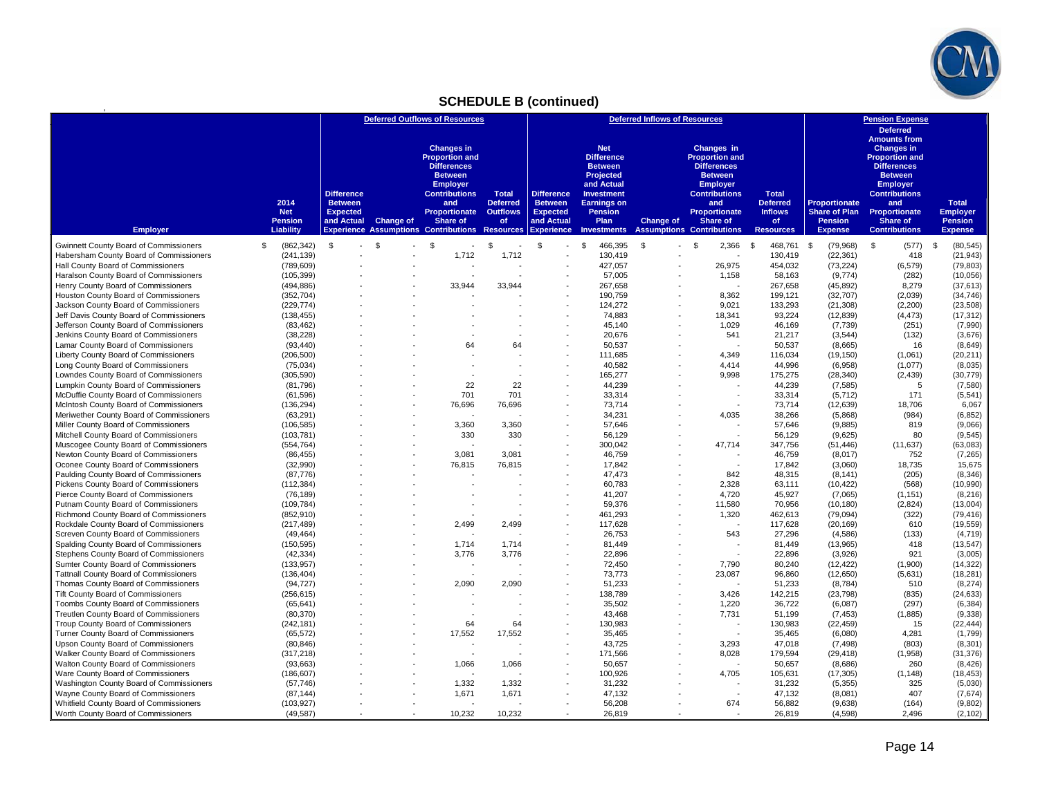## SCHEDULE B (continued)

| Employer | 2014 Net Pension Liability | Deferred Outflows of Resources: Difference Between Expected and Actual Experience | Deferred Outflows of Resources: Change of Assumptions | Deferred Outflows of Resources: Changes in Proportion and Differences Between Employer Contributions and Proportionate Share of Contributions | Deferred Outflows of Resources: Total Deferred Outflows of Resources | Deferred Inflows of Resources: Difference Between Expected and Actual Experience | Deferred Inflows of Resources: Net Difference Between Projected and Actual Investment Earnings on Pension Plan Investments | Deferred Inflows of Resources: Change of Assumptions | Deferred Inflows of Resources: Changes in Proportion and Differences Between Employer Contributions and Proportionate Share of Contributions | Deferred Inflows of Resources: Total Deferred Inflows of Resources | Pension Expense: Proportionate Share of Plan Pension Expense | Pension Expense: Deferred Amounts from Changes in Proportion and Differences Between Employer Contributions and Proportionate Share of Contributions | Pension Expense: Total Employer Pension Expense |
|---|---|---|---|---|---|---|---|---|---|---|---|---|---|
| Gwinnett County Board of Commissioners | $ (862,342) | $ - | $ - | $ - | $ - | $ - | $ 466,395 | $ - | $ 2,366 | $ 468,761 | $ (79,968) | $ (577) | $ (80,545) |
| Habersham County Board of Commissioners | (241,139) | - | - | 1,712 | 1,712 | - | 130,419 | - | - | 130,419 | (22,361) | 418 | (21,943) |
| Hall County Board of Commissioners | (789,609) | - | - | - | - | - | 427,057 | - | 26,975 | 454,032 | (73,224) | (6,579) | (79,803) |
| Haralson County Board of Commissioners | (105,399) | - | - | - | - | - | 57,005 | - | 1,158 | 58,163 | (9,774) | (282) | (10,056) |
| Henry County Board of Commissioners | (494,886) | - | - | 33,944 | 33,944 | - | 267,658 | - | - | 267,658 | (45,892) | 8,279 | (37,613) |
| Houston County Board of Commissioners | (352,704) | - | - | - | - | - | 190,759 | - | 8,362 | 199,121 | (32,707) | (2,039) | (34,746) |
| Jackson County Board of Commissioners | (229,774) | - | - | - | - | - | 124,272 | - | 9,021 | 133,293 | (21,308) | (2,200) | (23,508) |
| Jeff Davis County Board of Commissioners | (138,455) | - | - | - | - | - | 74,883 | - | 18,341 | 93,224 | (12,839) | (4,473) | (17,312) |
| Jefferson County Board of Commissioners | (83,462) | - | - | - | - | - | 45,140 | - | 1,029 | 46,169 | (7,739) | (251) | (7,990) |
| Jenkins County Board of Commissioners | (38,228) | - | - | - | - | - | 20,676 | - | 541 | 21,217 | (3,544) | (132) | (3,676) |
| Lamar County Board of Commissioners | (93,440) | - | - | 64 | 64 | - | 50,537 | - | - | 50,537 | (8,665) | 16 | (8,649) |
| Liberty County Board of Commissioners | (206,500) | - | - | - | - | - | 111,685 | - | 4,349 | 116,034 | (19,150) | (1,061) | (20,211) |
| Long County Board of Commissioners | (75,034) | - | - | - | - | - | 40,582 | - | 4,414 | 44,996 | (6,958) | (1,077) | (8,035) |
| Lowndes County Board of Commissioners | (305,590) | - | - | - | - | - | 165,277 | - | 9,998 | 175,275 | (28,340) | (2,439) | (30,779) |
| Lumpkin County Board of Commissioners | (81,796) | - | - | 22 | 22 | - | 44,239 | - | - | 44,239 | (7,585) | 5 | (7,580) |
| McDuffie County Board of Commissioners | (61,596) | - | - | 701 | 701 | - | 33,314 | - | - | 33,314 | (5,712) | 171 | (5,541) |
| McIntosh County Board of Commissioners | (136,294) | - | - | 76,696 | 76,696 | - | 73,714 | - | - | 73,714 | (12,639) | 18,706 | 6,067 |
| Meriwether County Board of Commissioners | (63,291) | - | - | - | - | - | 34,231 | - | 4,035 | 38,266 | (5,868) | (984) | (6,852) |
| Miller County Board of Commissioners | (106,585) | - | - | 3,360 | 3,360 | - | 57,646 | - | - | 57,646 | (9,885) | 819 | (9,066) |
| Mitchell County Board of Commissioners | (103,781) | - | - | 330 | 330 | - | 56,129 | - | - | 56,129 | (9,625) | 80 | (9,545) |
| Muscogee County Board of Commissioners | (554,764) | - | - | - | - | - | 300,042 | - | 47,714 | 347,756 | (51,446) | (11,637) | (63,083) |
| Newton County Board of Commissioners | (86,455) | - | - | 3,081 | 3,081 | - | 46,759 | - | - | 46,759 | (8,017) | 752 | (7,265) |
| Oconee County Board of Commissioners | (32,990) | - | - | 76,815 | 76,815 | - | 17,842 | - | - | 17,842 | (3,060) | 18,735 | 15,675 |
| Paulding County Board of Commissioners | (87,776) | - | - | - | - | - | 47,473 | - | 842 | 48,315 | (8,141) | (205) | (8,346) |
| Pickens County Board of Commissioners | (112,384) | - | - | - | - | - | 60,783 | - | 2,328 | 63,111 | (10,422) | (568) | (10,990) |
| Pierce County Board of Commissioners | (76,189) | - | - | - | - | - | 41,207 | - | 4,720 | 45,927 | (7,065) | (1,151) | (8,216) |
| Putnam County Board of Commissioners | (109,784) | - | - | - | - | - | 59,376 | - | 11,580 | 70,956 | (10,180) | (2,824) | (13,004) |
| Richmond County Board of Commissioners | (852,910) | - | - | - | - | - | 461,293 | - | 1,320 | 462,613 | (79,094) | (322) | (79,416) |
| Rockdale County Board of Commissioners | (217,489) | - | - | 2,499 | 2,499 | - | 117,628 | - | - | 117,628 | (20,169) | 610 | (19,559) |
| Screven County Board of Commissioners | (49,464) | - | - | - | - | - | 26,753 | - | 543 | 27,296 | (4,586) | (133) | (4,719) |
| Spalding County Board of Commissioners | (150,595) | - | - | 1,714 | 1,714 | - | 81,449 | - | - | 81,449 | (13,965) | 418 | (13,547) |
| Stephens County Board of Commissioners | (42,334) | - | - | 3,776 | 3,776 | - | 22,896 | - | - | 22,896 | (3,926) | 921 | (3,005) |
| Sumter County Board of Commissioners | (133,957) | - | - | - | - | - | 72,450 | - | 7,790 | 80,240 | (12,422) | (1,900) | (14,322) |
| Tattnall County Board of Commissioners | (136,404) | - | - | - | - | - | 73,773 | - | 23,087 | 96,860 | (12,650) | (5,631) | (18,281) |
| Thomas County Board of Commissioners | (94,727) | - | - | 2,090 | 2,090 | - | 51,233 | - | - | 51,233 | (8,784) | 510 | (8,274) |
| Tift County Board of Commissioners | (256,615) | - | - | - | - | - | 138,789 | - | 3,426 | 142,215 | (23,798) | (835) | (24,633) |
| Toombs County Board of Commissioners | (65,641) | - | - | - | - | - | 35,502 | - | 1,220 | 36,722 | (6,087) | (297) | (6,384) |
| Treutlen County Board of Commissioners | (80,370) | - | - | - | - | - | 43,468 | - | 7,731 | 51,199 | (7,453) | (1,885) | (9,338) |
| Troup County Board of Commissioners | (242,181) | - | - | 64 | 64 | - | 130,983 | - | - | 130,983 | (22,459) | 15 | (22,444) |
| Turner County Board of Commissioners | (65,572) | - | - | 17,552 | 17,552 | - | 35,465 | - | - | 35,465 | (6,080) | 4,281 | (1,799) |
| Upson County Board of Commissioners | (80,846) | - | - | - | - | - | 43,725 | - | 3,293 | 47,018 | (7,498) | (803) | (8,301) |
| Walker County Board of Commissioners | (317,218) | - | - | - | - | - | 171,566 | - | 8,028 | 179,594 | (29,418) | (1,958) | (31,376) |
| Walton County Board of Commissioners | (93,663) | - | - | 1,066 | 1,066 | - | 50,657 | - | - | 50,657 | (8,686) | 260 | (8,426) |
| Ware County Board of Commissioners | (186,607) | - | - | - | - | - | 100,926 | - | 4,705 | 105,631 | (17,305) | (1,148) | (18,453) |
| Washington County Board of Commissioners | (57,746) | - | - | 1,332 | 1,332 | - | 31,232 | - | - | 31,232 | (5,355) | 325 | (5,030) |
| Wayne County Board of Commissioners | (87,144) | - | - | 1,671 | 1,671 | - | 47,132 | - | - | 47,132 | (8,081) | 407 | (7,674) |
| Whitfield County Board of Commissioners | (103,927) | - | - | - | - | - | 56,208 | - | 674 | 56,882 | (9,638) | (164) | (9,802) |
| Worth County Board of Commissioners | (49,587) | - | - | 10,232 | 10,232 | - | 26,819 | - | - | 26,819 | (4,598) | 2,496 | (2,102) |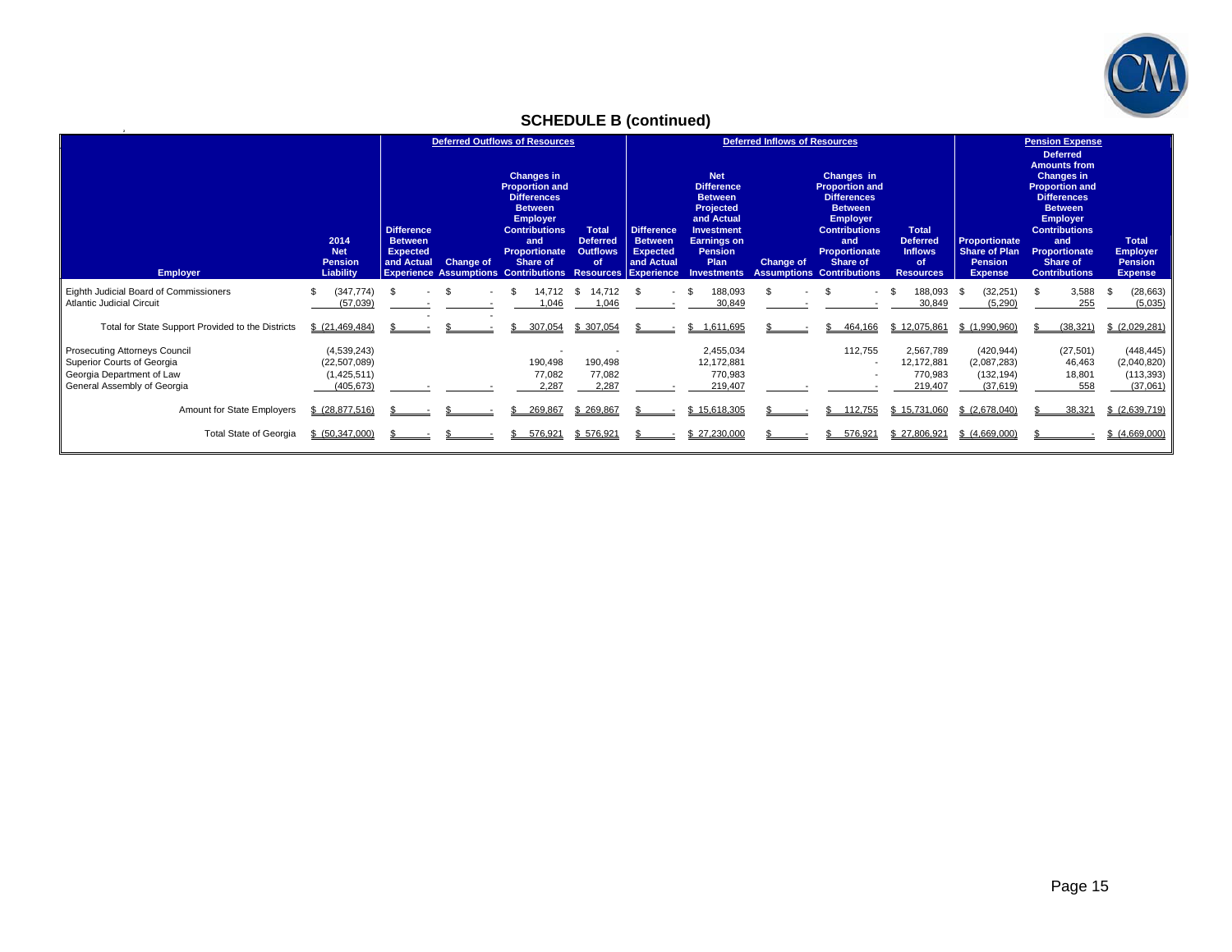## SCHEDULE B (continued)

| Employer | 2014 Net Pension Liability | Deferred Outflows of Resources: Difference Between Expected and Actual Experience | Deferred Outflows of Resources: Change of Assumptions | Deferred Outflows of Resources: Changes in Proportion and Differences Between Employer Contributions and Proportionate Share of Contributions | Deferred Outflows of Resources: Total Deferred Outflows of Resources | Deferred Inflows of Resources: Difference Between Expected and Actual Experience | Deferred Inflows of Resources: Net Difference Between Projected and Actual Investment Earnings on Pension Plan Investments | Deferred Inflows of Resources: Change of Assumptions | Deferred Inflows of Resources: Changes in Proportion and Differences Between Employer Contributions and Proportionate Share of Contributions | Deferred Inflows of Resources: Total Deferred Inflows of Resources | Pension Expense: Proportionate Share of Plan Pension Expense | Pension Expense: Deferred Amounts from Changes in Proportion and Differences Between Employer Contributions and Proportionate Share of Contributions | Pension Expense: Total Employer Pension Expense |
|---|---|---|---|---|---|---|---|---|---|---|---|---|---|
| Eighth Judicial Board of Commissioners | $ (347,774) | $ - | $ - | $ 14,712 | $ 14,712 | $ - | $ 188,093 | $ - | $ - | $ 188,093 | $ (32,251) | $ 3,588 | $ (28,663) |
| Atlantic Judicial Circuit | (57,039) | - | - | 1,046 | 1,046 | - | 30,849 | - | - | 30,849 | (5,290) | 255 | (5,035) |
| Total for State Support Provided to the Districts | $ (21,469,484) | $ - | $ - | $ 307,054 | $ 307,054 | $ - | $ 1,611,695 | $ - | $ 464,166 | $ 12,075,861 | $ (1,990,960) | $ (38,321) | $ (2,029,281) |
| Prosecuting Attorneys Council | (4,539,243) | | | - | - | | 2,455,034 | | 112,755 | 2,567,789 | (420,944) | (27,501) | (448,445) |
| Superior Courts of Georgia | (22,507,089) | | | 190,498 | 190,498 | | 12,172,881 | | - | 12,172,881 | (2,087,283) | 46,463 | (2,040,820) |
| Georgia Department of Law | (1,425,511) | | | 77,082 | 77,082 | | 770,983 | | - | 770,983 | (132,194) | 18,801 | (113,393) |
| General Assembly of Georgia | (405,673) | - | - | 2,287 | 2,287 | - | 219,407 | - | - | 219,407 | (37,619) | 558 | (37,061) |
| Amount for State Employers | $ (28,877,516) | $ - | $ - | $ 269,867 | $ 269,867 | $ - | $ 15,618,305 | $ - | $ 112,755 | $ 15,731,060 | $ (2,678,040) | $ 38,321 | $ (2,639,719) |
| Total State of Georgia | $ (50,347,000) | $ - | $ - | $ 576,921 | $ 576,921 | $ - | $ 27,230,000 | $ - | $ 576,921 | $ 27,806,921 | $ (4,669,000) | $ - | $ (4,669,000) |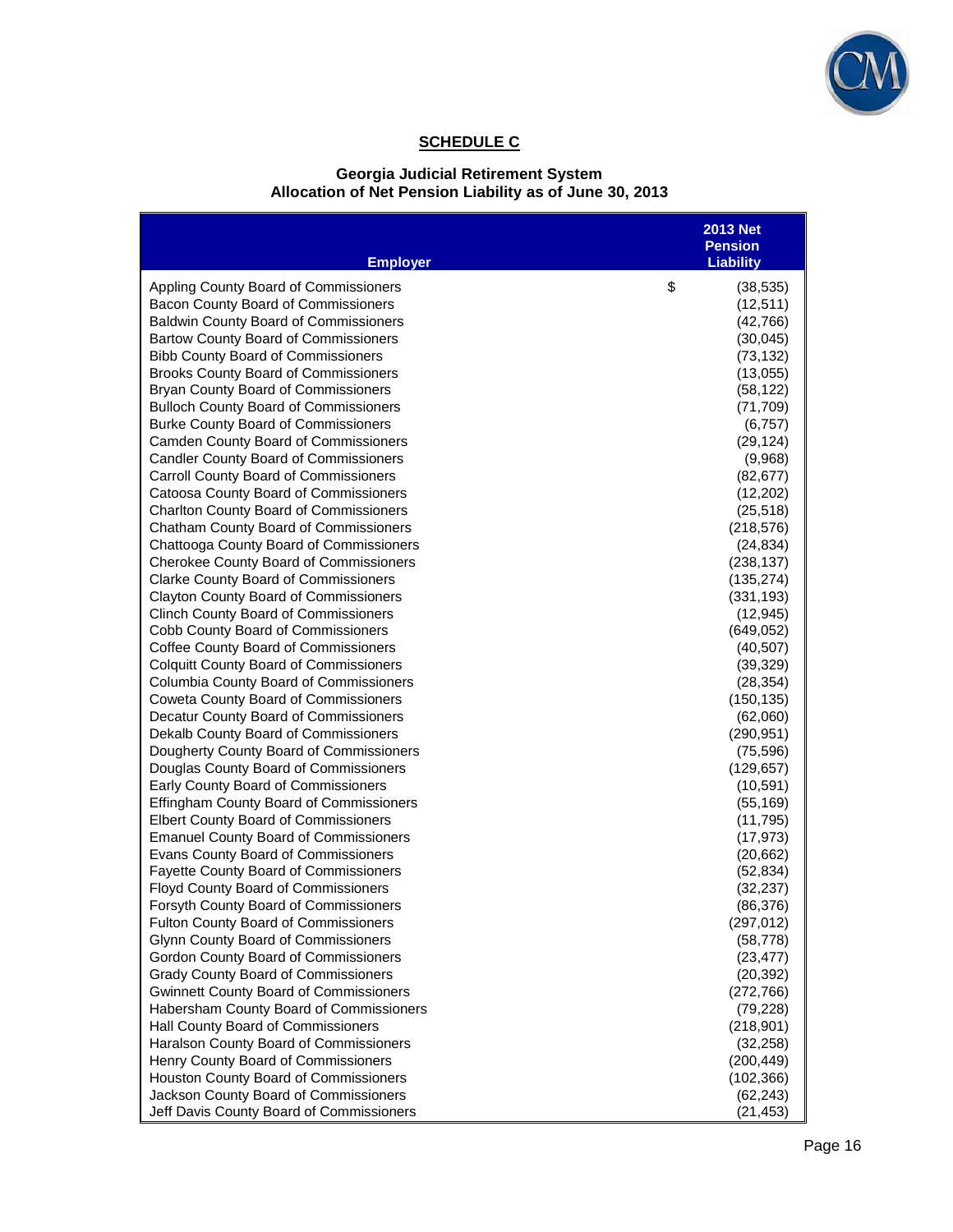## SCHEDULE C

### Georgia Judicial Retirement System
### Allocation of Net Pension Liability as of June 30, 2013

| Employer | 2013 Net Pension Liability |
|---|---|
| Appling County Board of Commissioners | $ (38,535) |
| Bacon County Board of Commissioners | (12,511) |
| Baldwin County Board of Commissioners | (42,766) |
| Bartow County Board of Commissioners | (30,045) |
| Bibb County Board of Commissioners | (73,132) |
| Brooks County Board of Commissioners | (13,055) |
| Bryan County Board of Commissioners | (58,122) |
| Bulloch County Board of Commissioners | (71,709) |
| Burke County Board of Commissioners | (6,757) |
| Camden County Board of Commissioners | (29,124) |
| Candler County Board of Commissioners | (9,968) |
| Carroll County Board of Commissioners | (82,677) |
| Catoosa County Board of Commissioners | (12,202) |
| Charlton County Board of Commissioners | (25,518) |
| Chatham County Board of Commissioners | (218,576) |
| Chattooga County Board of Commissioners | (24,834) |
| Cherokee County Board of Commissioners | (238,137) |
| Clarke County Board of Commissioners | (135,274) |
| Clayton County Board of Commissioners | (331,193) |
| Clinch County Board of Commissioners | (12,945) |
| Cobb County Board of Commissioners | (649,052) |
| Coffee County Board of Commissioners | (40,507) |
| Colquitt County Board of Commissioners | (39,329) |
| Columbia County Board of Commissioners | (28,354) |
| Coweta County Board of Commissioners | (150,135) |
| Decatur County Board of Commissioners | (62,060) |
| Dekalb County Board of Commissioners | (290,951) |
| Dougherty County Board of Commissioners | (75,596) |
| Douglas County Board of Commissioners | (129,657) |
| Early County Board of Commissioners | (10,591) |
| Effingham County Board of Commissioners | (55,169) |
| Elbert County Board of Commissioners | (11,795) |
| Emanuel County Board of Commissioners | (17,973) |
| Evans County Board of Commissioners | (20,662) |
| Fayette County Board of Commissioners | (52,834) |
| Floyd County Board of Commissioners | (32,237) |
| Forsyth County Board of Commissioners | (86,376) |
| Fulton County Board of Commissioners | (297,012) |
| Glynn County Board of Commissioners | (58,778) |
| Gordon County Board of Commissioners | (23,477) |
| Grady County Board of Commissioners | (20,392) |
| Gwinnett County Board of Commissioners | (272,766) |
| Habersham County Board of Commissioners | (79,228) |
| Hall County Board of Commissioners | (218,901) |
| Haralson County Board of Commissioners | (32,258) |
| Henry County Board of Commissioners | (200,449) |
| Houston County Board of Commissioners | (102,366) |
| Jackson County Board of Commissioners | (62,243) |
| Jeff Davis County Board of Commissioners | (21,453) |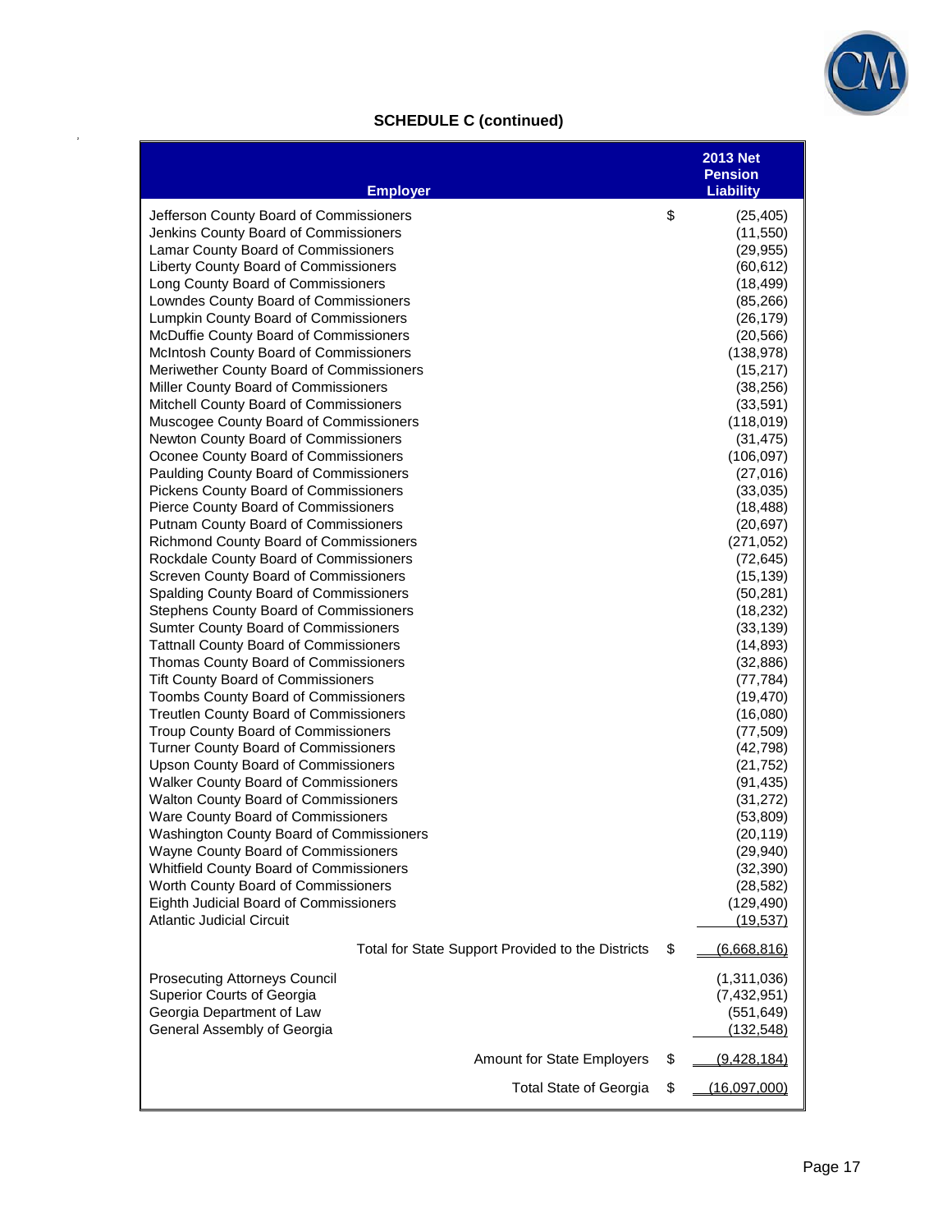## SCHEDULE C (continued)

| Employer | | 2013 Net Pension Liability |
|---|---|---|
| Jefferson County Board of Commissioners | $ | (25,405) |
| Jenkins County Board of Commissioners | | (11,550) |
| Lamar County Board of Commissioners | | (29,955) |
| Liberty County Board of Commissioners | | (60,612) |
| Long County Board of Commissioners | | (18,499) |
| Lowndes County Board of Commissioners | | (85,266) |
| Lumpkin County Board of Commissioners | | (26,179) |
| McDuffie County Board of Commissioners | | (20,566) |
| McIntosh County Board of Commissioners | | (138,978) |
| Meriwether County Board of Commissioners | | (15,217) |
| Miller County Board of Commissioners | | (38,256) |
| Mitchell County Board of Commissioners | | (33,591) |
| Muscogee County Board of Commissioners | | (118,019) |
| Newton County Board of Commissioners | | (31,475) |
| Oconee County Board of Commissioners | | (106,097) |
| Paulding County Board of Commissioners | | (27,016) |
| Pickens County Board of Commissioners | | (33,035) |
| Pierce County Board of Commissioners | | (18,488) |
| Putnam County Board of Commissioners | | (20,697) |
| Richmond County Board of Commissioners | | (271,052) |
| Rockdale County Board of Commissioners | | (72,645) |
| Screven County Board of Commissioners | | (15,139) |
| Spalding County Board of Commissioners | | (50,281) |
| Stephens County Board of Commissioners | | (18,232) |
| Sumter County Board of Commissioners | | (33,139) |
| Tattnall County Board of Commissioners | | (14,893) |
| Thomas County Board of Commissioners | | (32,886) |
| Tift County Board of Commissioners | | (77,784) |
| Toombs County Board of Commissioners | | (19,470) |
| Treutlen County Board of Commissioners | | (16,080) |
| Troup County Board of Commissioners | | (77,509) |
| Turner County Board of Commissioners | | (42,798) |
| Upson County Board of Commissioners | | (21,752) |
| Walker County Board of Commissioners | | (91,435) |
| Walton County Board of Commissioners | | (31,272) |
| Ware County Board of Commissioners | | (53,809) |
| Washington County Board of Commissioners | | (20,119) |
| Wayne County Board of Commissioners | | (29,940) |
| Whitfield County Board of Commissioners | | (32,390) |
| Worth County Board of Commissioners | | (28,582) |
| Eighth Judicial Board of Commissioners | | (129,490) |
| Atlantic Judicial Circuit | | (19,537) |
| Total for State Support Provided to the Districts | $ | (6,668,816) |
| Prosecuting Attorneys Council | | (1,311,036) |
| Superior Courts of Georgia | | (7,432,951) |
| Georgia Department of Law | | (551,649) |
| General Assembly of Georgia | | (132,548) |
| Amount for State Employers | $ | (9,428,184) |
| Total State of Georgia | $ | (16,097,000) |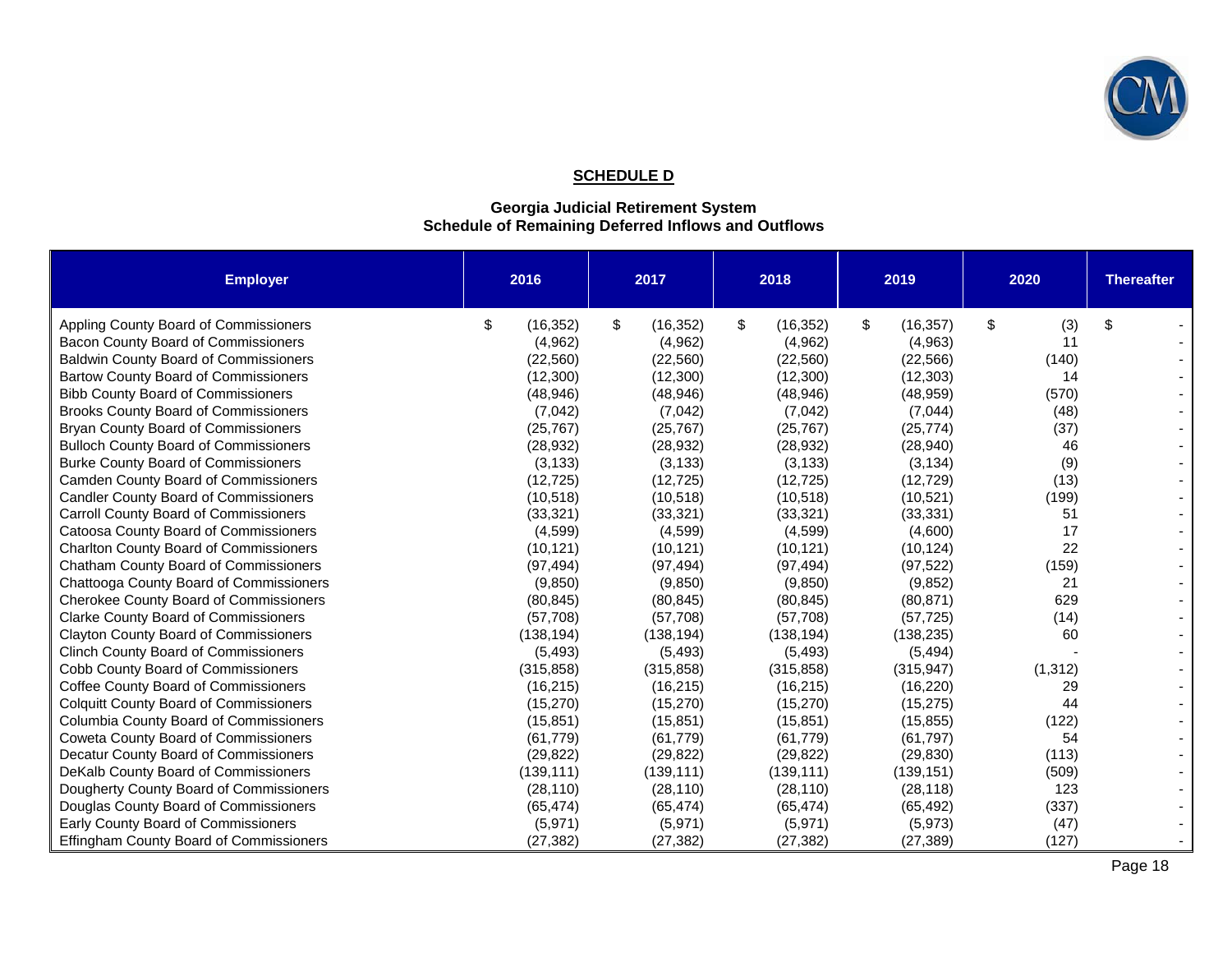## SCHEDULE D

### Georgia Judicial Retirement System
### Schedule of Remaining Deferred Inflows and Outflows

| Employer | 2016 | 2017 | 2018 | 2019 | 2020 | Thereafter |
|---|---|---|---|---|---|---|
| Appling County Board of Commissioners | $ (16,352) | $ (16,352) | $ (16,352) | $ (16,357) | $ (3) | $ - |
| Bacon County Board of Commissioners | (4,962) | (4,962) | (4,962) | (4,963) | 11 | - |
| Baldwin County Board of Commissioners | (22,560) | (22,560) | (22,560) | (22,566) | (140) | - |
| Bartow County Board of Commissioners | (12,300) | (12,300) | (12,300) | (12,303) | 14 | - |
| Bibb County Board of Commissioners | (48,946) | (48,946) | (48,946) | (48,959) | (570) | - |
| Brooks County Board of Commissioners | (7,042) | (7,042) | (7,042) | (7,044) | (48) | - |
| Bryan County Board of Commissioners | (25,767) | (25,767) | (25,767) | (25,774) | (37) | - |
| Bulloch County Board of Commissioners | (28,932) | (28,932) | (28,932) | (28,940) | 46 | - |
| Burke County Board of Commissioners | (3,133) | (3,133) | (3,133) | (3,134) | (9) | - |
| Camden County Board of Commissioners | (12,725) | (12,725) | (12,725) | (12,729) | (13) | - |
| Candler County Board of Commissioners | (10,518) | (10,518) | (10,518) | (10,521) | (199) | - |
| Carroll County Board of Commissioners | (33,321) | (33,321) | (33,321) | (33,331) | 51 | - |
| Catoosa County Board of Commissioners | (4,599) | (4,599) | (4,599) | (4,600) | 17 | - |
| Charlton County Board of Commissioners | (10,121) | (10,121) | (10,121) | (10,124) | 22 | - |
| Chatham County Board of Commissioners | (97,494) | (97,494) | (97,494) | (97,522) | (159) | - |
| Chattooga County Board of Commissioners | (9,850) | (9,850) | (9,850) | (9,852) | 21 | - |
| Cherokee County Board of Commissioners | (80,845) | (80,845) | (80,845) | (80,871) | 629 | - |
| Clarke County Board of Commissioners | (57,708) | (57,708) | (57,708) | (57,725) | (14) | - |
| Clayton County Board of Commissioners | (138,194) | (138,194) | (138,194) | (138,235) | 60 | - |
| Clinch County Board of Commissioners | (5,493) | (5,493) | (5,493) | (5,494) | - | - |
| Cobb County Board of Commissioners | (315,858) | (315,858) | (315,858) | (315,947) | (1,312) | - |
| Coffee County Board of Commissioners | (16,215) | (16,215) | (16,215) | (16,220) | 29 | - |
| Colquitt County Board of Commissioners | (15,270) | (15,270) | (15,270) | (15,275) | 44 | - |
| Columbia County Board of Commissioners | (15,851) | (15,851) | (15,851) | (15,855) | (122) | - |
| Coweta County Board of Commissioners | (61,779) | (61,779) | (61,779) | (61,797) | 54 | - |
| Decatur County Board of Commissioners | (29,822) | (29,822) | (29,822) | (29,830) | (113) | - |
| DeKalb County Board of Commissioners | (139,111) | (139,111) | (139,111) | (139,151) | (509) | - |
| Dougherty County Board of Commissioners | (28,110) | (28,110) | (28,110) | (28,118) | 123 | - |
| Douglas County Board of Commissioners | (65,474) | (65,474) | (65,474) | (65,492) | (337) | - |
| Early County Board of Commissioners | (5,971) | (5,971) | (5,971) | (5,973) | (47) | - |
| Effingham County Board of Commissioners | (27,382) | (27,382) | (27,382) | (27,389) | (127) | - |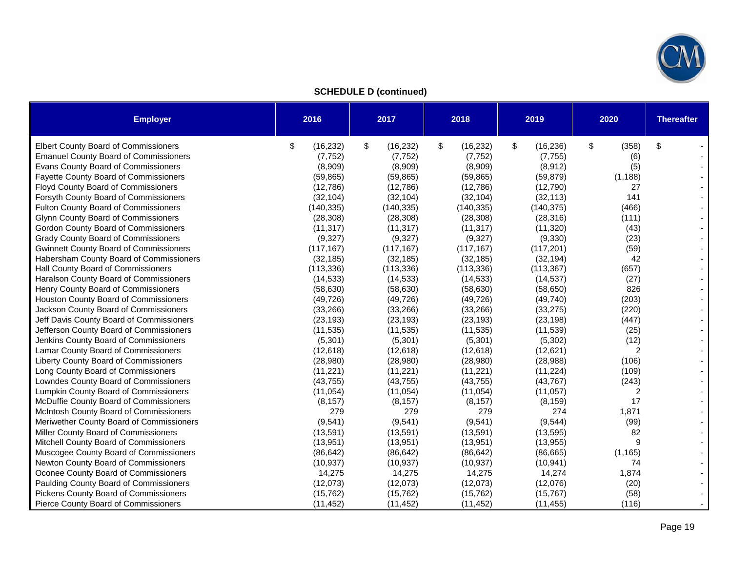**SCHEDULE D (continued)**

| Employer | 2016 | 2017 | 2018 | 2019 | 2020 | Thereafter |
|---|---|---|---|---|---|---|
| Elbert County Board of Commissioners | $ (16,232) | $ (16,232) | $ (16,232) | $ (16,236) | $ (358) | $ - |
| Emanuel County Board of Commissioners | (7,752) | (7,752) | (7,752) | (7,755) | (6) | - |
| Evans County Board of Commissioners | (8,909) | (8,909) | (8,909) | (8,912) | (5) | - |
| Fayette County Board of Commissioners | (59,865) | (59,865) | (59,865) | (59,879) | (1,188) | - |
| Floyd County Board of Commissioners | (12,786) | (12,786) | (12,786) | (12,790) | 27 | - |
| Forsyth County Board of Commissioners | (32,104) | (32,104) | (32,104) | (32,113) | 141 | - |
| Fulton County Board of Commissioners | (140,335) | (140,335) | (140,335) | (140,375) | (466) | - |
| Glynn County Board of Commissioners | (28,308) | (28,308) | (28,308) | (28,316) | (111) | - |
| Gordon County Board of Commissioners | (11,317) | (11,317) | (11,317) | (11,320) | (43) | - |
| Grady County Board of Commissioners | (9,327) | (9,327) | (9,327) | (9,330) | (23) | - |
| Gwinnett County Board of Commissioners | (117,167) | (117,167) | (117,167) | (117,201) | (59) | - |
| Habersham County Board of Commissioners | (32,185) | (32,185) | (32,185) | (32,194) | 42 | - |
| Hall County Board of Commissioners | (113,336) | (113,336) | (113,336) | (113,367) | (657) | - |
| Haralson County Board of Commissioners | (14,533) | (14,533) | (14,533) | (14,537) | (27) | - |
| Henry County Board of Commissioners | (58,630) | (58,630) | (58,630) | (58,650) | 826 | - |
| Houston County Board of Commissioners | (49,726) | (49,726) | (49,726) | (49,740) | (203) | - |
| Jackson County Board of Commissioners | (33,266) | (33,266) | (33,266) | (33,275) | (220) | - |
| Jeff Davis County Board of Commissioners | (23,193) | (23,193) | (23,193) | (23,198) | (447) | - |
| Jefferson County Board of Commissioners | (11,535) | (11,535) | (11,535) | (11,539) | (25) | - |
| Jenkins County Board of Commissioners | (5,301) | (5,301) | (5,301) | (5,302) | (12) | - |
| Lamar County Board of Commissioners | (12,618) | (12,618) | (12,618) | (12,621) | 2 | - |
| Liberty County Board of Commissioners | (28,980) | (28,980) | (28,980) | (28,988) | (106) | - |
| Long County Board of Commissioners | (11,221) | (11,221) | (11,221) | (11,224) | (109) | - |
| Lowndes County Board of Commissioners | (43,755) | (43,755) | (43,755) | (43,767) | (243) | - |
| Lumpkin County Board of Commissioners | (11,054) | (11,054) | (11,054) | (11,057) | 2 | - |
| McDuffie County Board of Commissioners | (8,157) | (8,157) | (8,157) | (8,159) | 17 | - |
| McIntosh County Board of Commissioners | 279 | 279 | 279 | 274 | 1,871 | - |
| Meriwether County Board of Commissioners | (9,541) | (9,541) | (9,541) | (9,544) | (99) | - |
| Miller County Board of Commissioners | (13,591) | (13,591) | (13,591) | (13,595) | 82 | - |
| Mitchell County Board of Commissioners | (13,951) | (13,951) | (13,951) | (13,955) | 9 | - |
| Muscogee County Board of Commissioners | (86,642) | (86,642) | (86,642) | (86,665) | (1,165) | - |
| Newton County Board of Commissioners | (10,937) | (10,937) | (10,937) | (10,941) | 74 | - |
| Oconee County Board of Commissioners | 14,275 | 14,275 | 14,275 | 14,274 | 1,874 | - |
| Paulding County Board of Commissioners | (12,073) | (12,073) | (12,073) | (12,076) | (20) | - |
| Pickens County Board of Commissioners | (15,762) | (15,762) | (15,762) | (15,767) | (58) | - |
| Pierce County Board of Commissioners | (11,452) | (11,452) | (11,452) | (11,455) | (116) | - |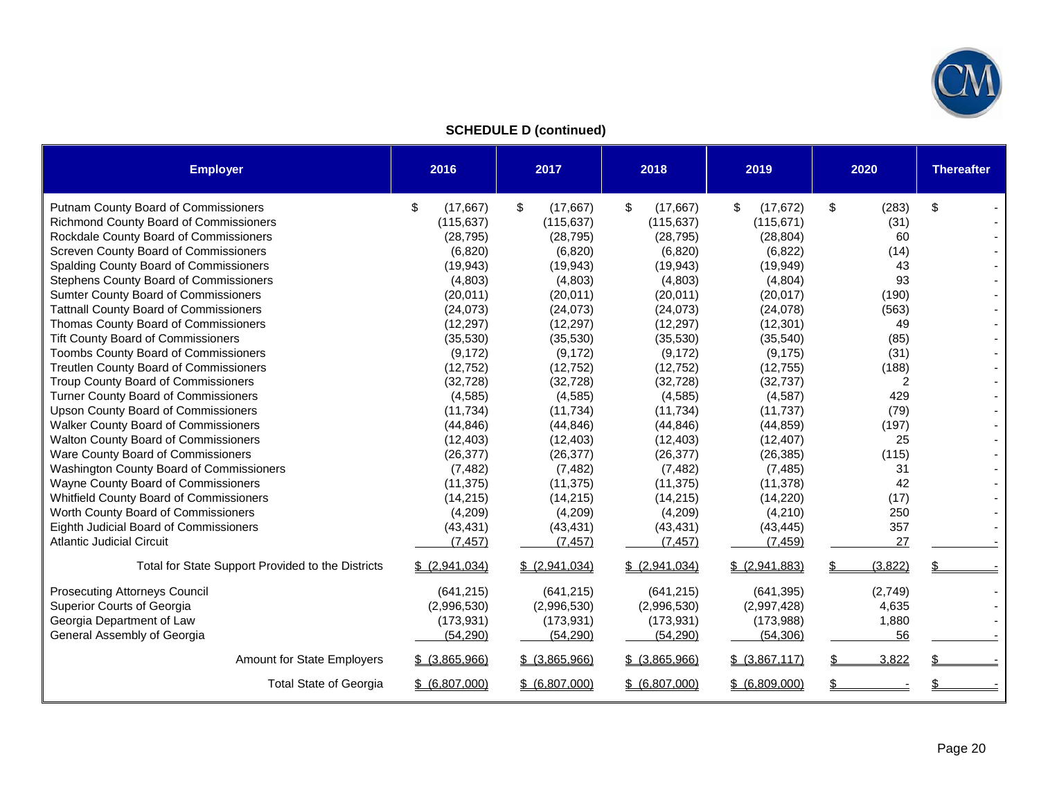**SCHEDULE D (continued)**

| Employer | 2016 | 2017 | 2018 | 2019 | 2020 | Thereafter |
|---|---|---|---|---|---|---|
| Putnam County Board of Commissioners | $ (17,667) | $ (17,667) | $ (17,667) | $ (17,672) | $ (283) | $ - |
| Richmond County Board of Commissioners | (115,637) | (115,637) | (115,637) | (115,671) | (31) | - |
| Rockdale County Board of Commissioners | (28,795) | (28,795) | (28,795) | (28,804) | 60 | - |
| Screven County Board of Commissioners | (6,820) | (6,820) | (6,820) | (6,822) | (14) | - |
| Spalding County Board of Commissioners | (19,943) | (19,943) | (19,943) | (19,949) | 43 | - |
| Stephens County Board of Commissioners | (4,803) | (4,803) | (4,803) | (4,804) | 93 | - |
| Sumter County Board of Commissioners | (20,011) | (20,011) | (20,011) | (20,017) | (190) | - |
| Tattnall County Board of Commissioners | (24,073) | (24,073) | (24,073) | (24,078) | (563) | - |
| Thomas County Board of Commissioners | (12,297) | (12,297) | (12,297) | (12,301) | 49 | - |
| Tift County Board of Commissioners | (35,530) | (35,530) | (35,530) | (35,540) | (85) | - |
| Toombs County Board of Commissioners | (9,172) | (9,172) | (9,172) | (9,175) | (31) | - |
| Treutlen County Board of Commissioners | (12,752) | (12,752) | (12,752) | (12,755) | (188) | - |
| Troup County Board of Commissioners | (32,728) | (32,728) | (32,728) | (32,737) | 2 | - |
| Turner County Board of Commissioners | (4,585) | (4,585) | (4,585) | (4,587) | 429 | - |
| Upson County Board of Commissioners | (11,734) | (11,734) | (11,734) | (11,737) | (79) | - |
| Walker County Board of Commissioners | (44,846) | (44,846) | (44,846) | (44,859) | (197) | - |
| Walton County Board of Commissioners | (12,403) | (12,403) | (12,403) | (12,407) | 25 | - |
| Ware County Board of Commissioners | (26,377) | (26,377) | (26,377) | (26,385) | (115) | - |
| Washington County Board of Commissioners | (7,482) | (7,482) | (7,482) | (7,485) | 31 | - |
| Wayne County Board of Commissioners | (11,375) | (11,375) | (11,375) | (11,378) | 42 | - |
| Whitfield County Board of Commissioners | (14,215) | (14,215) | (14,215) | (14,220) | (17) | - |
| Worth County Board of Commissioners | (4,209) | (4,209) | (4,209) | (4,210) | 250 | - |
| Eighth Judicial Board of Commissioners | (43,431) | (43,431) | (43,431) | (43,445) | 357 | - |
| Atlantic Judicial Circuit | (7,457) | (7,457) | (7,457) | (7,459) | 27 | - |
| Total for State Support Provided to the Districts | $ (2,941,034) | $ (2,941,034) | $ (2,941,034) | $ (2,941,883) | $ (3,822) | $ - |
| Prosecuting Attorneys Council | (641,215) | (641,215) | (641,215) | (641,395) | (2,749) | - |
| Superior Courts of Georgia | (2,996,530) | (2,996,530) | (2,996,530) | (2,997,428) | 4,635 | - |
| Georgia Department of Law | (173,931) | (173,931) | (173,931) | (173,988) | 1,880 | - |
| General Assembly of Georgia | (54,290) | (54,290) | (54,290) | (54,306) | 56 | - |
| Amount for State Employers | $ (3,865,966) | $ (3,865,966) | $ (3,865,966) | $ (3,867,117) | $ 3,822 | $ - |
| Total State of Georgia | $ (6,807,000) | $ (6,807,000) | $ (6,807,000) | $ (6,809,000) | $ - | $ - |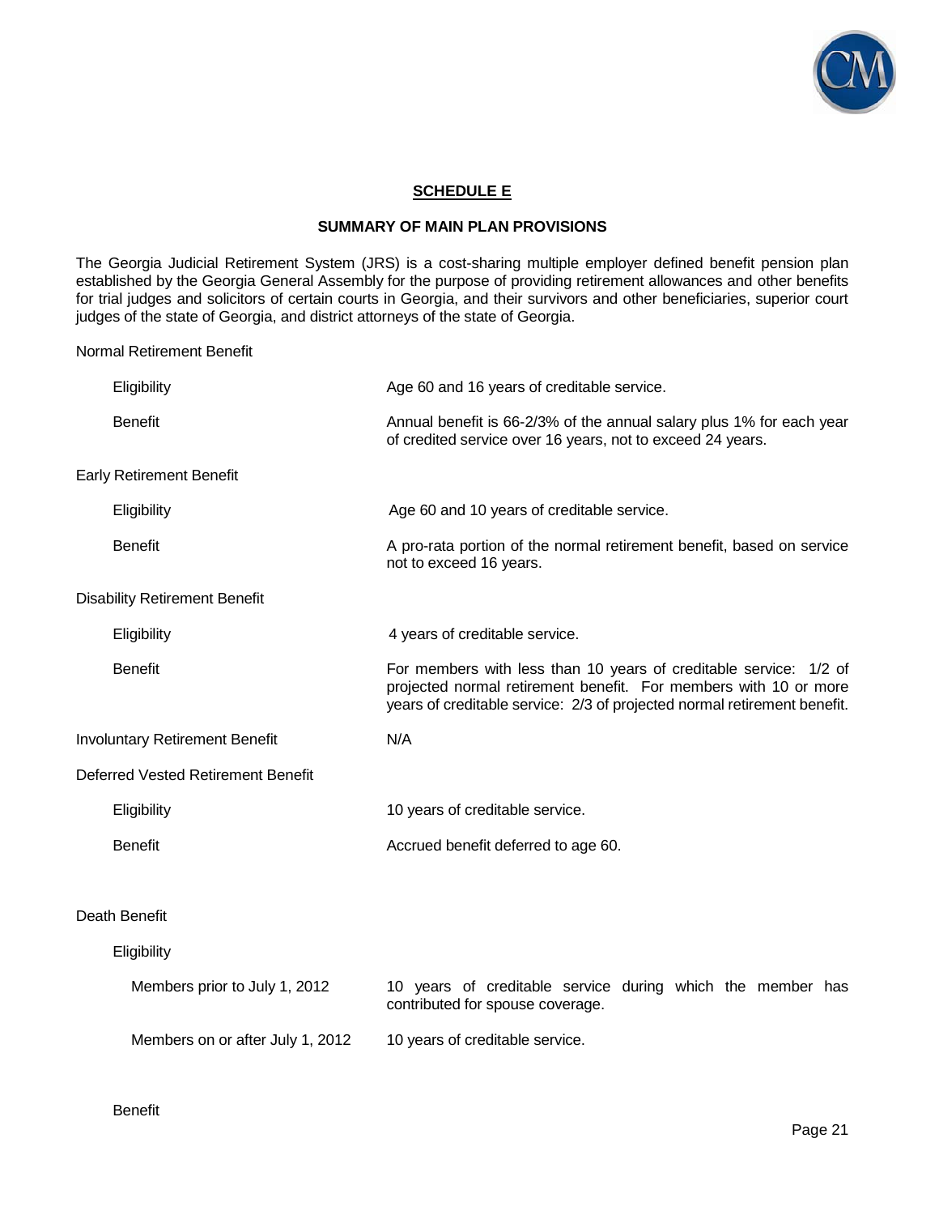## SCHEDULE E

### SUMMARY OF MAIN PLAN PROVISIONS

The Georgia Judicial Retirement System (JRS) is a cost-sharing multiple employer defined benefit pension plan established by the Georgia General Assembly for the purpose of providing retirement allowances and other benefits for trial judges and solicitors of certain courts in Georgia, and their survivors and other beneficiaries, superior court judges of the state of Georgia, and district attorneys of the state of Georgia.

**Normal Retirement Benefit**

| | |
|---|---|
| Eligibility | Age 60 and 16 years of creditable service. |
| Benefit | Annual benefit is 66-2/3% of the annual salary plus 1% for each year of credited service over 16 years, not to exceed 24 years. |

**Early Retirement Benefit**

| | |
|---|---|
| Eligibility | Age 60 and 10 years of creditable service. |
| Benefit | A pro-rata portion of the normal retirement benefit, based on service not to exceed 16 years. |

**Disability Retirement Benefit**

| | |
|---|---|
| Eligibility | 4 years of creditable service. |
| Benefit | For members with less than 10 years of creditable service: 1/2 of projected normal retirement benefit. For members with 10 or more years of creditable service: 2/3 of projected normal retirement benefit. |

**Involuntary Retirement Benefit** N/A

**Deferred Vested Retirement Benefit**

| | |
|---|---|
| Eligibility | 10 years of creditable service. |
| Benefit | Accrued benefit deferred to age 60. |

**Death Benefit**

Eligibility

| | |
|---|---|
| Members prior to July 1, 2012 | 10 years of creditable service during which the member has contributed for spouse coverage. |
| Members on or after July 1, 2012 | 10 years of creditable service. |

Benefit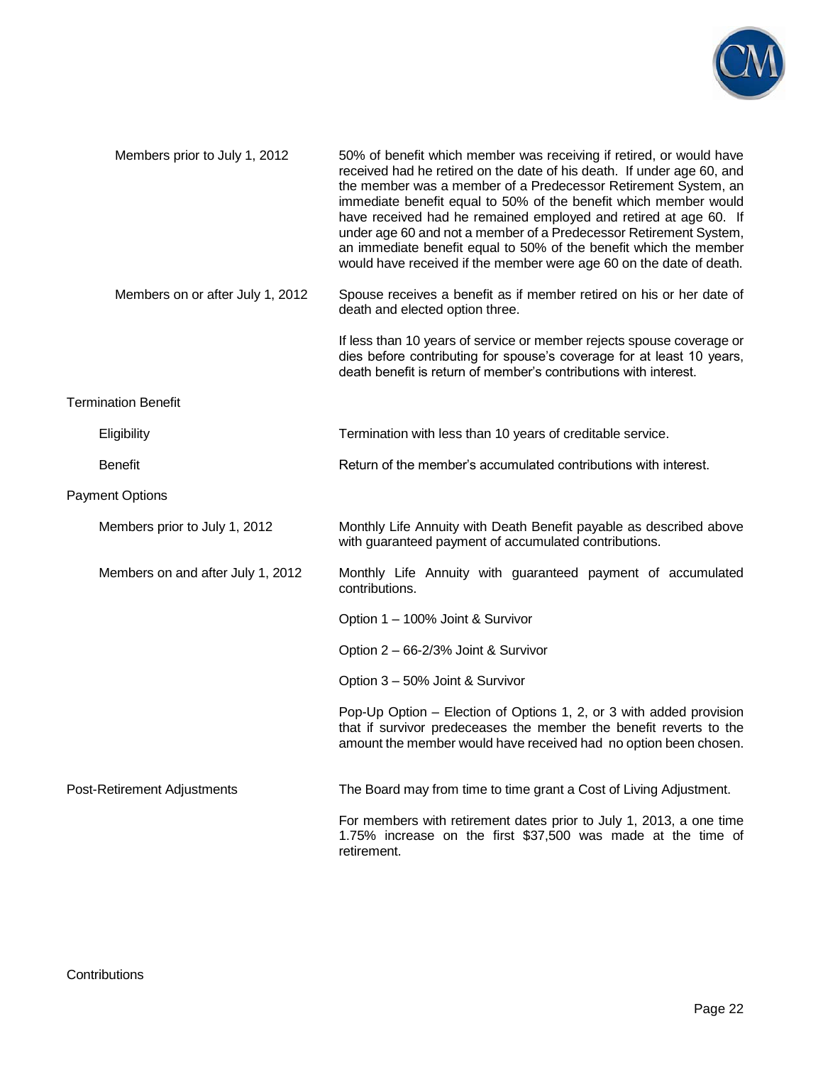| | |
|---|---|
| Members prior to July 1, 2012 | 50% of benefit which member was receiving if retired, or would have received had he retired on the date of his death. If under age 60, and the member was a member of a Predecessor Retirement System, an immediate benefit equal to 50% of the benefit which member would have received had he remained employed and retired at age 60. If under age 60 and not a member of a Predecessor Retirement System, an immediate benefit equal to 50% of the benefit which the member would have received if the member were age 60 on the date of death. |
| Members on or after July 1, 2012 | Spouse receives a benefit as if member retired on his or her date of death and elected option three. |
| | If less than 10 years of service or member rejects spouse coverage or dies before contributing for spouse's coverage for at least 10 years, death benefit is return of member's contributions with interest. |

Termination Benefit

| | |
|---|---|
| Eligibility | Termination with less than 10 years of creditable service. |
| Benefit | Return of the member's accumulated contributions with interest. |

Payment Options

| | |
|---|---|
| Members prior to July 1, 2012 | Monthly Life Annuity with Death Benefit payable as described above with guaranteed payment of accumulated contributions. |
| Members on and after July 1, 2012 | Monthly Life Annuity with guaranteed payment of accumulated contributions. |
| | Option 1 – 100% Joint & Survivor |
| | Option 2 – 66-2/3% Joint & Survivor |
| | Option 3 – 50% Joint & Survivor |
| | Pop-Up Option – Election of Options 1, 2, or 3 with added provision that if survivor predeceases the member the benefit reverts to the amount the member would have received had no option been chosen. |

| | |
|---|---|
| Post-Retirement Adjustments | The Board may from time to time grant a Cost of Living Adjustment. |
| | For members with retirement dates prior to July 1, 2013, a one time 1.75% increase on the first $37,500 was made at the time of retirement. |

Contributions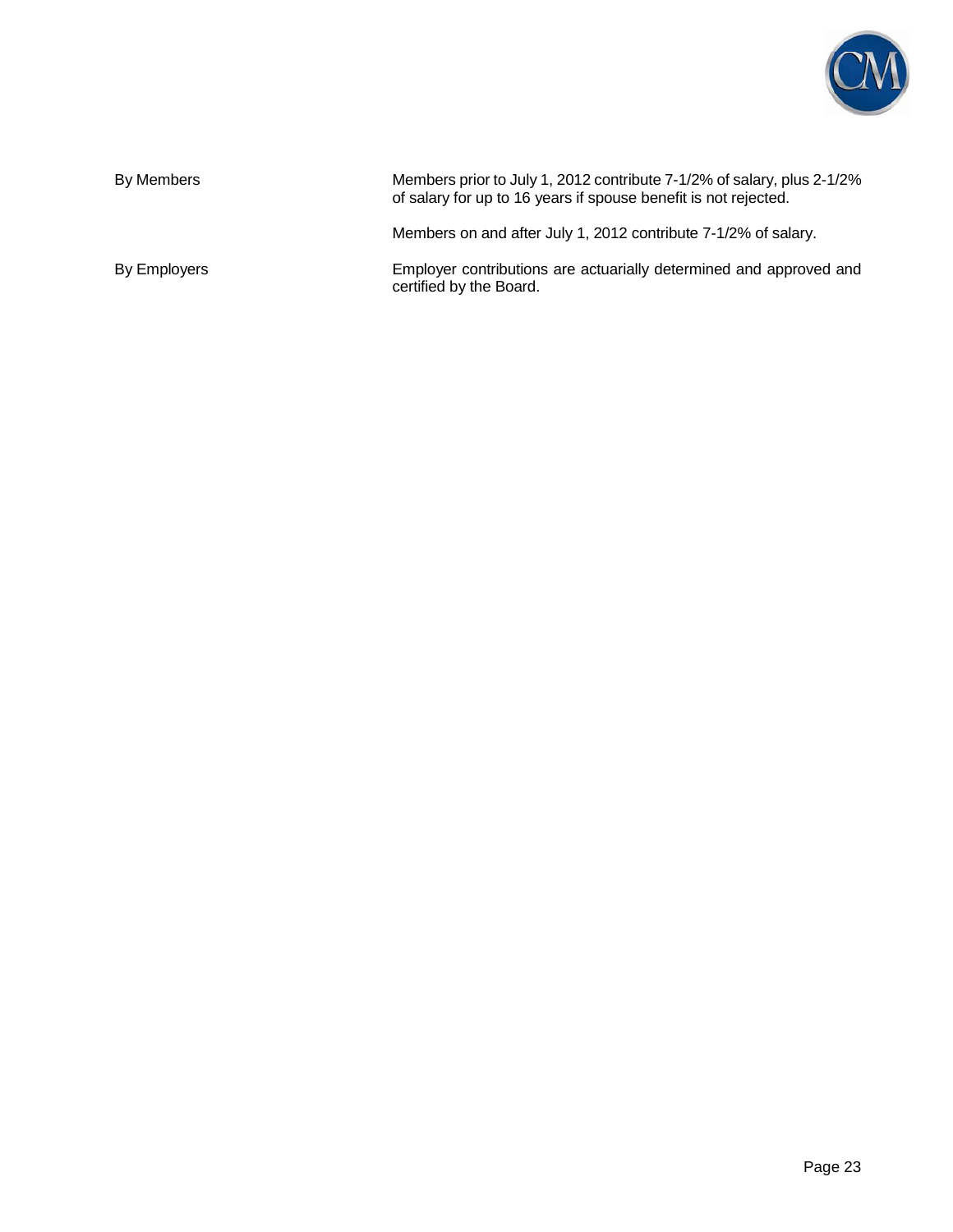| | |
|---|---|
| By Members | Members prior to July 1, 2012 contribute 7-1/2% of salary, plus 2-1/2% of salary for up to 16 years if spouse benefit is not rejected.<br><br>Members on and after July 1, 2012 contribute 7-1/2% of salary. |
| By Employers | Employer contributions are actuarially determined and approved and certified by the Board. |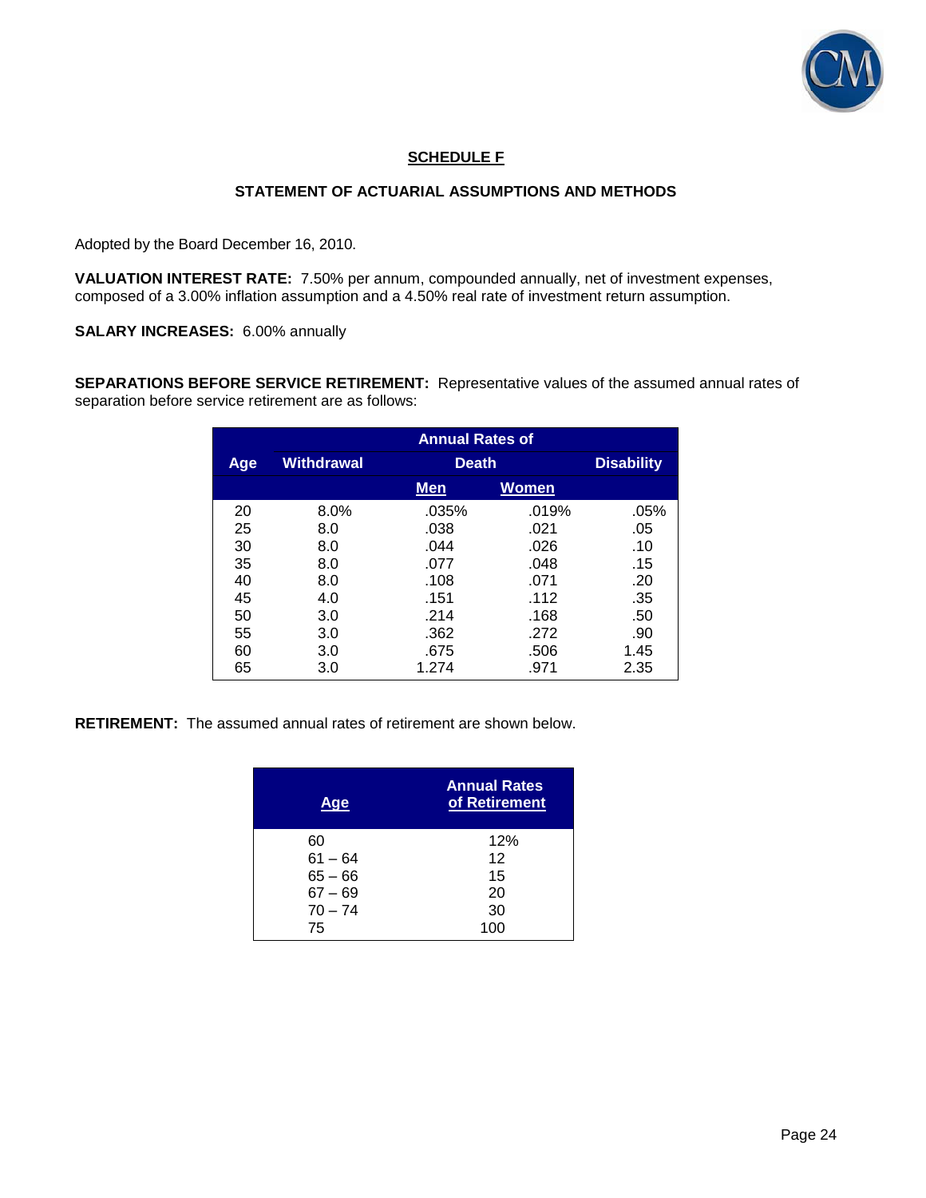## SCHEDULE F

### STATEMENT OF ACTUARIAL ASSUMPTIONS AND METHODS

Adopted by the Board December 16, 2010.

**VALUATION INTEREST RATE:** 7.50% per annum, compounded annually, net of investment expenses, composed of a 3.00% inflation assumption and a 4.50% real rate of investment return assumption.

**SALARY INCREASES:** 6.00% annually

**SEPARATIONS BEFORE SERVICE RETIREMENT:** Representative values of the assumed annual rates of separation before service retirement are as follows:

| | Annual Rates of | | | |
|---|---|---|---|---|
| Age | Withdrawal | Death | | Disability |
| | | Men | Women | |
| 20 | 8.0% | .035% | .019% | .05% |
| 25 | 8.0 | .038 | .021 | .05 |
| 30 | 8.0 | .044 | .026 | .10 |
| 35 | 8.0 | .077 | .048 | .15 |
| 40 | 8.0 | .108 | .071 | .20 |
| 45 | 4.0 | .151 | .112 | .35 |
| 50 | 3.0 | .214 | .168 | .50 |
| 55 | 3.0 | .362 | .272 | .90 |
| 60 | 3.0 | .675 | .506 | 1.45 |
| 65 | 3.0 | 1.274 | .971 | 2.35 |

**RETIREMENT:** The assumed annual rates of retirement are shown below.

| Age | Annual Rates of Retirement |
|---|---|
| 60 | 12% |
| 61 – 64 | 12 |
| 65 – 66 | 15 |
| 67 – 69 | 20 |
| 70 – 74 | 30 |
| 75 | 100 |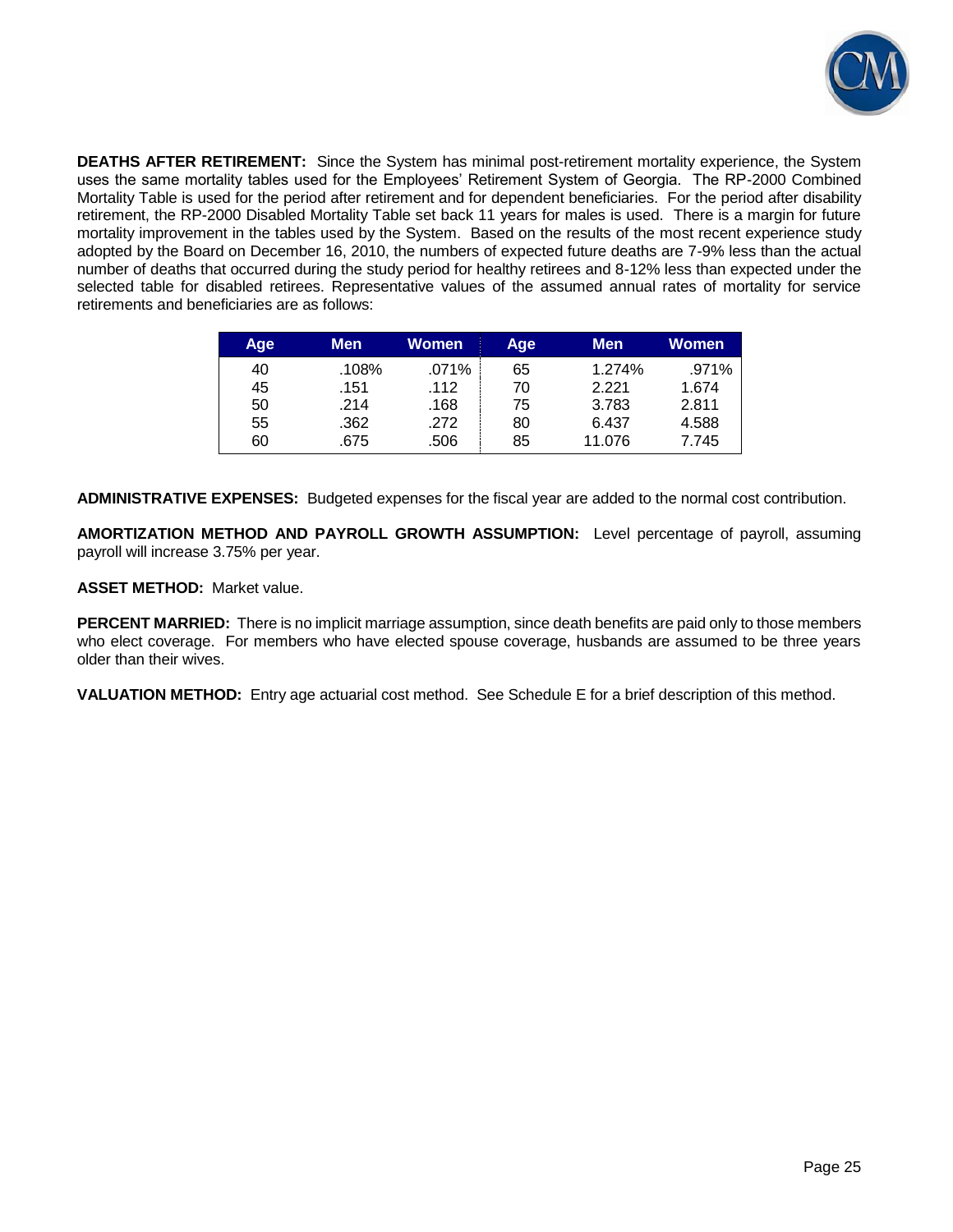**DEATHS AFTER RETIREMENT:** Since the System has minimal post-retirement mortality experience, the System uses the same mortality tables used for the Employees' Retirement System of Georgia. The RP-2000 Combined Mortality Table is used for the period after retirement and for dependent beneficiaries. For the period after disability retirement, the RP-2000 Disabled Mortality Table set back 11 years for males is used. There is a margin for future mortality improvement in the tables used by the System. Based on the results of the most recent experience study adopted by the Board on December 16, 2010, the numbers of expected future deaths are 7-9% less than the actual number of deaths that occurred during the study period for healthy retirees and 8-12% less than expected under the selected table for disabled retirees. Representative values of the assumed annual rates of mortality for service retirements and beneficiaries are as follows:

| Age | Men | Women | Age | Men | Women |
|---|---|---|---|---|---|
| 40 | .108% | .071% | 65 | 1.274% | .971% |
| 45 | .151 | .112 | 70 | 2.221 | 1.674 |
| 50 | .214 | .168 | 75 | 3.783 | 2.811 |
| 55 | .362 | .272 | 80 | 6.437 | 4.588 |
| 60 | .675 | .506 | 85 | 11.076 | 7.745 |

**ADMINISTRATIVE EXPENSES:** Budgeted expenses for the fiscal year are added to the normal cost contribution.

**AMORTIZATION METHOD AND PAYROLL GROWTH ASSUMPTION:** Level percentage of payroll, assuming payroll will increase 3.75% per year.

**ASSET METHOD:** Market value.

**PERCENT MARRIED:** There is no implicit marriage assumption, since death benefits are paid only to those members who elect coverage. For members who have elected spouse coverage, husbands are assumed to be three years older than their wives.

**VALUATION METHOD:** Entry age actuarial cost method. See Schedule E for a brief description of this method.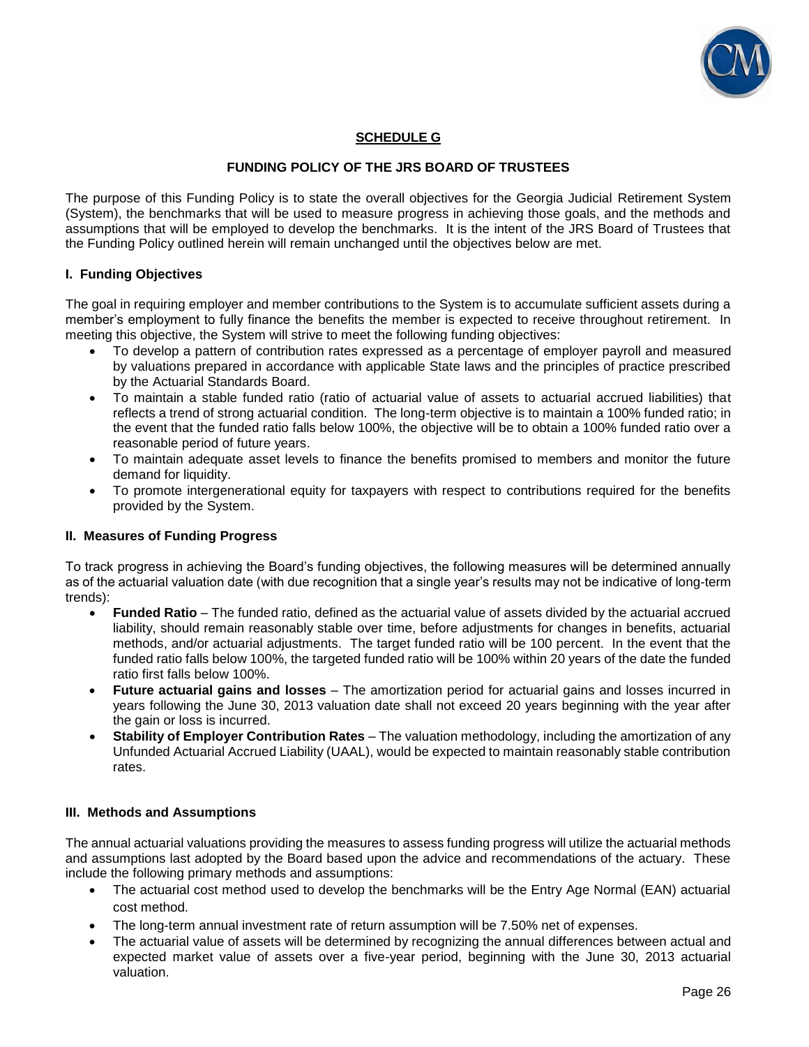## SCHEDULE G

### FUNDING POLICY OF THE JRS BOARD OF TRUSTEES

The purpose of this Funding Policy is to state the overall objectives for the Georgia Judicial Retirement System (System), the benchmarks that will be used to measure progress in achieving those goals, and the methods and assumptions that will be employed to develop the benchmarks. It is the intent of the JRS Board of Trustees that the Funding Policy outlined herein will remain unchanged until the objectives below are met.

#### I. Funding Objectives

The goal in requiring employer and member contributions to the System is to accumulate sufficient assets during a member's employment to fully finance the benefits the member is expected to receive throughout retirement. In meeting this objective, the System will strive to meet the following funding objectives:

- To develop a pattern of contribution rates expressed as a percentage of employer payroll and measured by valuations prepared in accordance with applicable State laws and the principles of practice prescribed by the Actuarial Standards Board.
- To maintain a stable funded ratio (ratio of actuarial value of assets to actuarial accrued liabilities) that reflects a trend of strong actuarial condition. The long-term objective is to maintain a 100% funded ratio; in the event that the funded ratio falls below 100%, the objective will be to obtain a 100% funded ratio over a reasonable period of future years.
- To maintain adequate asset levels to finance the benefits promised to members and monitor the future demand for liquidity.
- To promote intergenerational equity for taxpayers with respect to contributions required for the benefits provided by the System.

#### II. Measures of Funding Progress

To track progress in achieving the Board's funding objectives, the following measures will be determined annually as of the actuarial valuation date (with due recognition that a single year's results may not be indicative of long-term trends):

- **Funded Ratio** – The funded ratio, defined as the actuarial value of assets divided by the actuarial accrued liability, should remain reasonably stable over time, before adjustments for changes in benefits, actuarial methods, and/or actuarial adjustments. The target funded ratio will be 100 percent. In the event that the funded ratio falls below 100%, the targeted funded ratio will be 100% within 20 years of the date the funded ratio first falls below 100%.
- **Future actuarial gains and losses** – The amortization period for actuarial gains and losses incurred in years following the June 30, 2013 valuation date shall not exceed 20 years beginning with the year after the gain or loss is incurred.
- **Stability of Employer Contribution Rates** – The valuation methodology, including the amortization of any Unfunded Actuarial Accrued Liability (UAAL), would be expected to maintain reasonably stable contribution rates.

#### III. Methods and Assumptions

The annual actuarial valuations providing the measures to assess funding progress will utilize the actuarial methods and assumptions last adopted by the Board based upon the advice and recommendations of the actuary. These include the following primary methods and assumptions:

- The actuarial cost method used to develop the benchmarks will be the Entry Age Normal (EAN) actuarial cost method.
- The long-term annual investment rate of return assumption will be 7.50% net of expenses.
- The actuarial value of assets will be determined by recognizing the annual differences between actual and expected market value of assets over a five-year period, beginning with the June 30, 2013 actuarial valuation.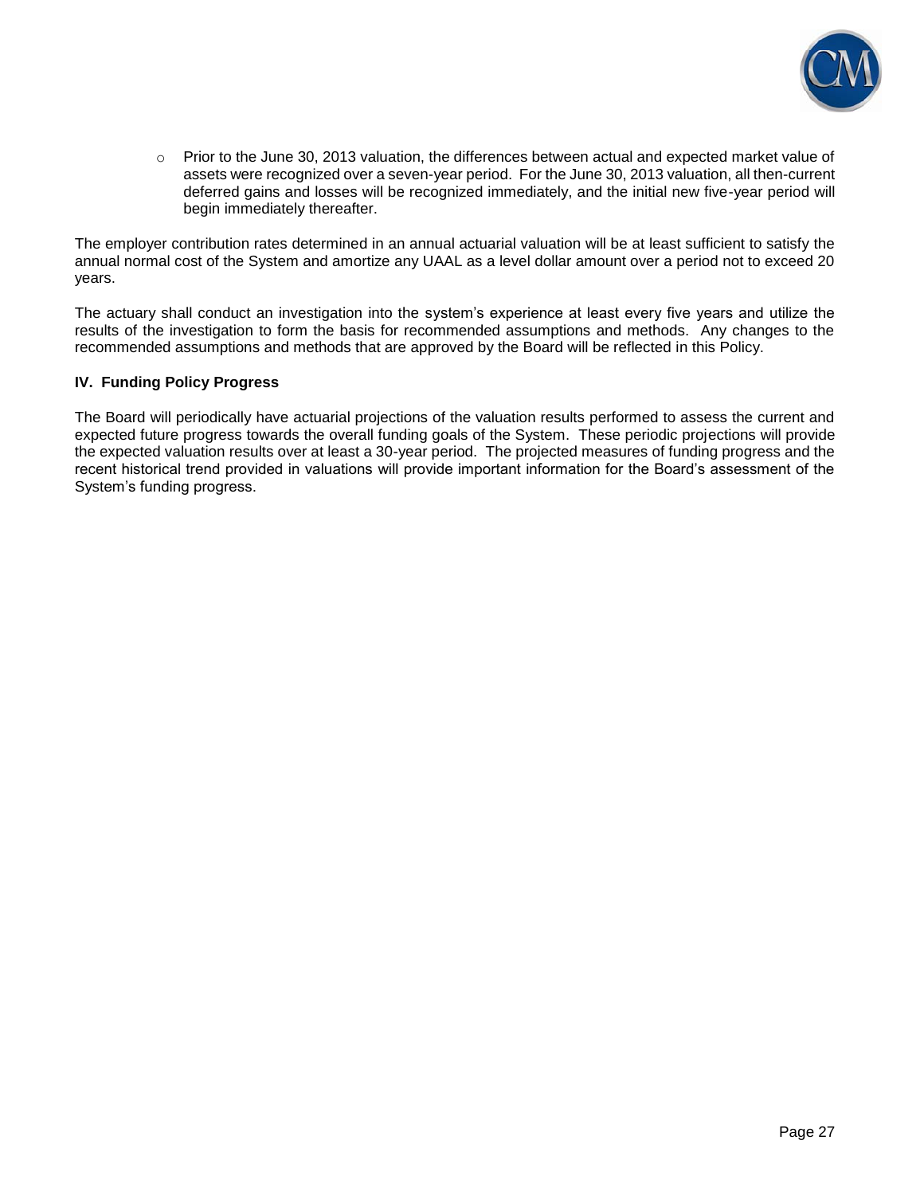- Prior to the June 30, 2013 valuation, the differences between actual and expected market value of assets were recognized over a seven-year period. For the June 30, 2013 valuation, all then-current deferred gains and losses will be recognized immediately, and the initial new five-year period will begin immediately thereafter.

The employer contribution rates determined in an annual actuarial valuation will be at least sufficient to satisfy the annual normal cost of the System and amortize any UAAL as a level dollar amount over a period not to exceed 20 years.

The actuary shall conduct an investigation into the system's experience at least every five years and utilize the results of the investigation to form the basis for recommended assumptions and methods. Any changes to the recommended assumptions and methods that are approved by the Board will be reflected in this Policy.

**IV. Funding Policy Progress**

The Board will periodically have actuarial projections of the valuation results performed to assess the current and expected future progress towards the overall funding goals of the System. These periodic projections will provide the expected valuation results over at least a 30-year period. The projected measures of funding progress and the recent historical trend provided in valuations will provide important information for the Board's assessment of the System's funding progress.